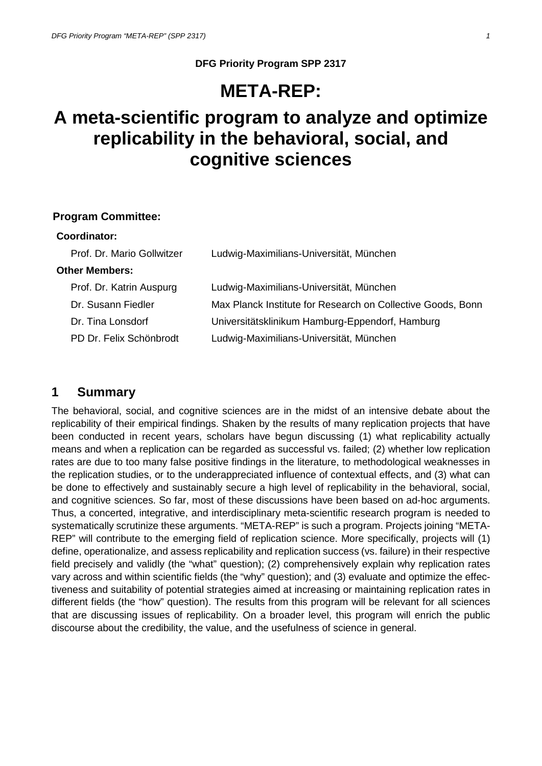**DFG Priority Program SPP 2317**

# META-REP:

# A meta-scientific program to analyze and optimize replicability in the behavioral, social, and cognitive sciences

**Program Committee:**

**Coordinator:**

| | |
|---|---|
| Prof. Dr. Mario Gollwitzer | Ludwig-Maximilians-Universität, München |

**Other Members:**

| | |
|---|---|
| Prof. Dr. Katrin Auspurg | Ludwig-Maximilians-Universität, München |
| Dr. Susann Fiedler | Max Planck Institute for Research on Collective Goods, Bonn |
| Dr. Tina Lonsdorf | Universitätsklinikum Hamburg-Eppendorf, Hamburg |
| PD Dr. Felix Schönbrodt | Ludwig-Maximilians-Universität, München |

## 1 Summary

The behavioral, social, and cognitive sciences are in the midst of an intensive debate about the replicability of their empirical findings. Shaken by the results of many replication projects that have been conducted in recent years, scholars have begun discussing (1) what replicability actually means and when a replication can be regarded as successful vs. failed; (2) whether low replication rates are due to too many false positive findings in the literature, to methodological weaknesses in the replication studies, or to the underappreciated influence of contextual effects, and (3) what can be done to effectively and sustainably secure a high level of replicability in the behavioral, social, and cognitive sciences. So far, most of these discussions have been based on ad-hoc arguments. Thus, a concerted, integrative, and interdisciplinary meta-scientific research program is needed to systematically scrutinize these arguments. "META-REP" is such a program. Projects joining "META-REP" will contribute to the emerging field of replication science. More specifically, projects will (1) define, operationalize, and assess replicability and replication success (vs. failure) in their respective field precisely and validly (the "what" question); (2) comprehensively explain why replication rates vary across and within scientific fields (the "why" question); and (3) evaluate and optimize the effectiveness and suitability of potential strategies aimed at increasing or maintaining replication rates in different fields (the "how" question). The results from this program will be relevant for all sciences that are discussing issues of replicability. On a broader level, this program will enrich the public discourse about the credibility, the value, and the usefulness of science in general.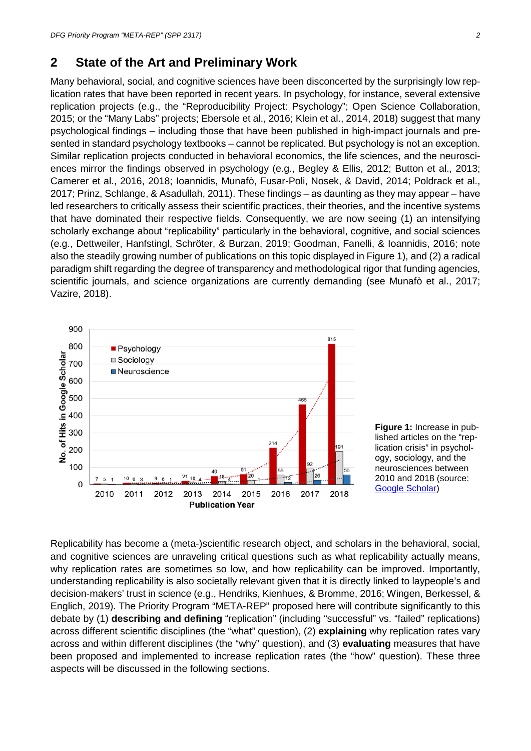## 2 State of the Art and Preliminary Work

Many behavioral, social, and cognitive sciences have been disconcerted by the surprisingly low replication rates that have been reported in recent years. In psychology, for instance, several extensive replication projects (e.g., the "Reproducibility Project: Psychology"; Open Science Collaboration, 2015; or the "Many Labs" projects; Ebersole et al., 2016; Klein et al., 2014, 2018) suggest that many psychological findings – including those that have been published in high-impact journals and presented in standard psychology textbooks – cannot be replicated. But psychology is not an exception. Similar replication projects conducted in behavioral economics, the life sciences, and the neurosciences mirror the findings observed in psychology (e.g., Begley & Ellis, 2012; Button et al., 2013; Camerer et al., 2016, 2018; Ioannidis, Munafò, Fusar-Poli, Nosek, & David, 2014; Poldrack et al., 2017; Prinz, Schlange, & Asadullah, 2011). These findings – as daunting as they may appear – have led researchers to critically assess their scientific practices, their theories, and the incentive systems that have dominated their respective fields. Consequently, we are now seeing (1) an intensifying scholarly exchange about "replicability" particularly in the behavioral, cognitive, and social sciences (e.g., Dettweiler, Hanfstingl, Schröter, & Burzan, 2019; Goodman, Fanelli, & Ioannidis, 2016; note also the steadily growing number of publications on this topic displayed in Figure 1), and (2) a radical paradigm shift regarding the degree of transparency and methodological rigor that funding agencies, scientific journals, and science organizations are currently demanding (see Munafò et al., 2017; Vazire, 2018).

| Publication Year | Psychology | Sociology | Neuroscience |
|---|---|---|---|
| 2010 | 7 | 5 | 1 |
| 2011 | 10 | 6 | 3 |
| 2012 | 9 | 6 | 1 |
| 2013 | 21 | 10 | 4 |
| 2014 | 49 | 18 | 4 |
| 2015 | 61 | 20 | 1 |
| 2016 | 214 | 55 | 12 |
| 2017 | 465 | 92 | 26 |
| 2018 | 815 | 191 | 56 |

**Figure 1:** Increase in published articles on the "replication crisis" in psychology, sociology, and the neurosciences between 2010 and 2018 (source: Google Scholar)

Replicability has become a (meta-)scientific research object, and scholars in the behavioral, social, and cognitive sciences are unraveling critical questions such as what replicability actually means, why replication rates are sometimes so low, and how replicability can be improved. Importantly, understanding replicability is also societally relevant given that it is directly linked to laypeople's and decision-makers' trust in science (e.g., Hendriks, Kienhues, & Bromme, 2016; Wingen, Berkessel, & Englich, 2019). The Priority Program "META-REP" proposed here will contribute significantly to this debate by (1) **describing and defining** "replication" (including "successful" vs. "failed" replications) across different scientific disciplines (the "what" question), (2) **explaining** why replication rates vary across and within different disciplines (the "why" question), and (3) **evaluating** measures that have been proposed and implemented to increase replication rates (the "how" question). These three aspects will be discussed in the following sections.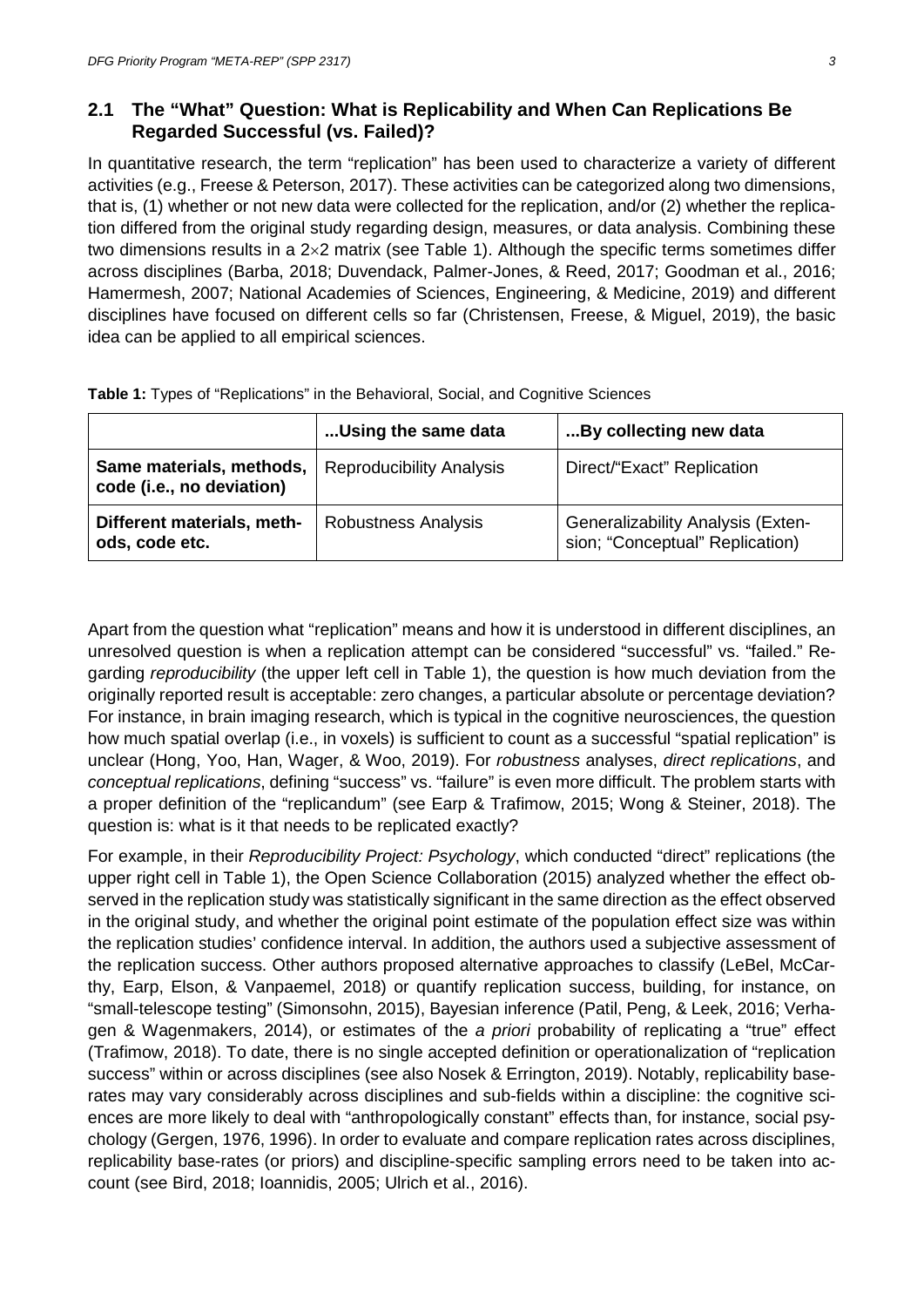## 2.1 The "What" Question: What is Replicability and When Can Replications Be Regarded Successful (vs. Failed)?

In quantitative research, the term "replication" has been used to characterize a variety of different activities (e.g., Freese & Peterson, 2017). These activities can be categorized along two dimensions, that is, (1) whether or not new data were collected for the replication, and/or (2) whether the replication differed from the original study regarding design, measures, or data analysis. Combining these two dimensions results in a 2×2 matrix (see Table 1). Although the specific terms sometimes differ across disciplines (Barba, 2018; Duvendack, Palmer-Jones, & Reed, 2017; Goodman et al., 2016; Hamermesh, 2007; National Academies of Sciences, Engineering, & Medicine, 2019) and different disciplines have focused on different cells so far (Christensen, Freese, & Miguel, 2019), the basic idea can be applied to all empirical sciences.

**Table 1:** Types of "Replications" in the Behavioral, Social, and Cognitive Sciences

| | **...Using the same data** | **...By collecting new data** |
|---|---|---|
| **Same materials, methods, code (i.e., no deviation)** | Reproducibility Analysis | Direct/"Exact" Replication |
| **Different materials, methods, code etc.** | Robustness Analysis | Generalizability Analysis (Extension; "Conceptual" Replication) |

Apart from the question what "replication" means and how it is understood in different disciplines, an unresolved question is when a replication attempt can be considered "successful" vs. "failed." Regarding *reproducibility* (the upper left cell in Table 1), the question is how much deviation from the originally reported result is acceptable: zero changes, a particular absolute or percentage deviation? For instance, in brain imaging research, which is typical in the cognitive neurosciences, the question how much spatial overlap (i.e., in voxels) is sufficient to count as a successful "spatial replication" is unclear (Hong, Yoo, Han, Wager, & Woo, 2019). For *robustness* analyses, *direct replications*, and *conceptual replications*, defining "success" vs. "failure" is even more difficult. The problem starts with a proper definition of the "replicandum" (see Earp & Trafimow, 2015; Wong & Steiner, 2018). The question is: what is it that needs to be replicated exactly?

For example, in their *Reproducibility Project: Psychology*, which conducted "direct" replications (the upper right cell in Table 1), the Open Science Collaboration (2015) analyzed whether the effect observed in the replication study was statistically significant in the same direction as the effect observed in the original study, and whether the original point estimate of the population effect size was within the replication studies' confidence interval. In addition, the authors used a subjective assessment of the replication success. Other authors proposed alternative approaches to classify (LeBel, McCarthy, Earp, Elson, & Vanpaemel, 2018) or quantify replication success, building, for instance, on "small-telescope testing" (Simonsohn, 2015), Bayesian inference (Patil, Peng, & Leek, 2016; Verhagen & Wagenmakers, 2014), or estimates of the *a priori* probability of replicating a "true" effect (Trafimow, 2018). To date, there is no single accepted definition or operationalization of "replication success" within or across disciplines (see also Nosek & Errington, 2019). Notably, replicability base-rates may vary considerably across disciplines and sub-fields within a discipline: the cognitive sciences are more likely to deal with "anthropologically constant" effects than, for instance, social psychology (Gergen, 1976, 1996). In order to evaluate and compare replication rates across disciplines, replicability base-rates (or priors) and discipline-specific sampling errors need to be taken into account (see Bird, 2018; Ioannidis, 2005; Ulrich et al., 2016).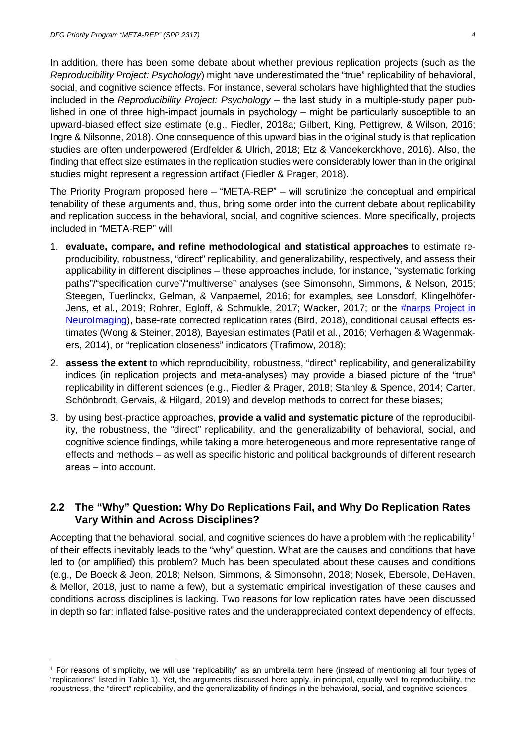In addition, there has been some debate about whether previous replication projects (such as the *Reproducibility Project: Psychology*) might have underestimated the "true" replicability of behavioral, social, and cognitive science effects. For instance, several scholars have highlighted that the studies included in the *Reproducibility Project: Psychology* – the last study in a multiple-study paper published in one of three high-impact journals in psychology – might be particularly susceptible to an upward-biased effect size estimate (e.g., Fiedler, 2018a; Gilbert, King, Pettigrew, & Wilson, 2016; Ingre & Nilsonne, 2018). One consequence of this upward bias in the original study is that replication studies are often underpowered (Erdfelder & Ulrich, 2018; Etz & Vandekerckhove, 2016). Also, the finding that effect size estimates in the replication studies were considerably lower than in the original studies might represent a regression artifact (Fiedler & Prager, 2018).

The Priority Program proposed here – "META-REP" – will scrutinize the conceptual and empirical tenability of these arguments and, thus, bring some order into the current debate about replicability and replication success in the behavioral, social, and cognitive sciences. More specifically, projects included in "META-REP" will

1. **evaluate, compare, and refine methodological and statistical approaches** to estimate reproducibility, robustness, "direct" replicability, and generalizability, respectively, and assess their applicability in different disciplines – these approaches include, for instance, "systematic forking paths"/"specification curve"/"multiverse" analyses (see Simonsohn, Simmons, & Nelson, 2015; Steegen, Tuerlinckx, Gelman, & Vanpaemel, 2016; for examples, see Lonsdorf, Klingelhöfer-Jens, et al., 2019; Rohrer, Egloff, & Schmukle, 2017; Wacker, 2017; or the #narps Project in NeuroImaging), base-rate corrected replication rates (Bird, 2018), conditional causal effects estimates (Wong & Steiner, 2018), Bayesian estimates (Patil et al., 2016; Verhagen & Wagenmakers, 2014), or "replication closeness" indicators (Trafimow, 2018);
2. **assess the extent** to which reproducibility, robustness, "direct" replicability, and generalizability indices (in replication projects and meta-analyses) may provide a biased picture of the "true" replicability in different sciences (e.g., Fiedler & Prager, 2018; Stanley & Spence, 2014; Carter, Schönbrodt, Gervais, & Hilgard, 2019) and develop methods to correct for these biases;
3. by using best-practice approaches, **provide a valid and systematic picture** of the reproducibility, the robustness, the "direct" replicability, and the generalizability of behavioral, social, and cognitive science findings, while taking a more heterogeneous and more representative range of effects and methods – as well as specific historic and political backgrounds of different research areas – into account.

## 2.2 The "Why" Question: Why Do Replications Fail, and Why Do Replication Rates Vary Within and Across Disciplines?

Accepting that the behavioral, social, and cognitive sciences do have a problem with the replicability[1] of their effects inevitably leads to the "why" question. What are the causes and conditions that have led to (or amplified) this problem? Much has been speculated about these causes and conditions (e.g., De Boeck & Jeon, 2018; Nelson, Simmons, & Simonsohn, 2018; Nosek, Ebersole, DeHaven, & Mellor, 2018, just to name a few), but a systematic empirical investigation of these causes and conditions across disciplines is lacking. Two reasons for low replication rates have been discussed in depth so far: inflated false-positive rates and the underappreciated context dependency of effects.

[1] For reasons of simplicity, we will use "replicability" as an umbrella term here (instead of mentioning all four types of "replications" listed in Table 1). Yet, the arguments discussed here apply, in principal, equally well to reproducibility, the robustness, the "direct" replicability, and the generalizability of findings in the behavioral, social, and cognitive sciences.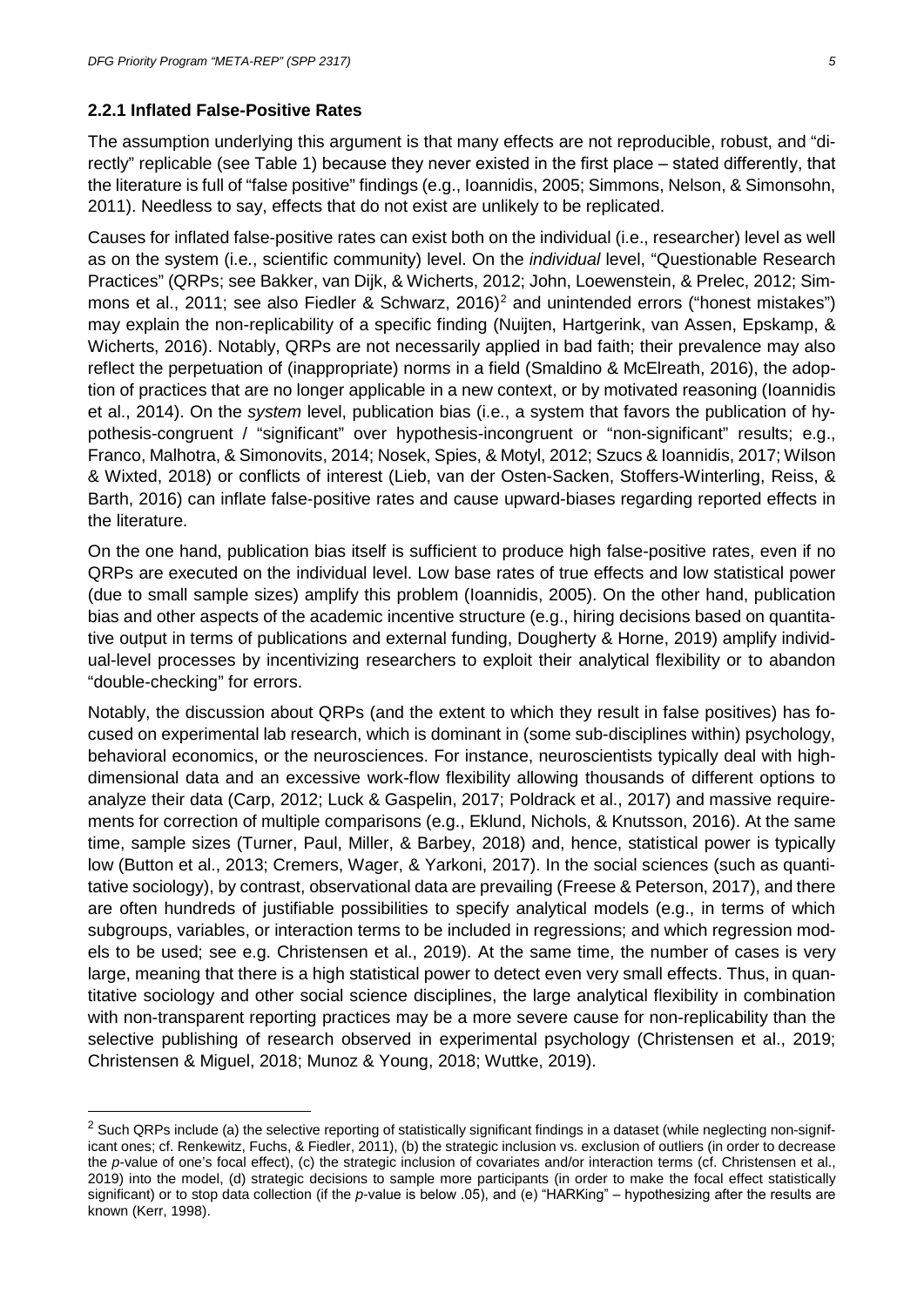### 2.2.1 Inflated False-Positive Rates

The assumption underlying this argument is that many effects are not reproducible, robust, and "directly" replicable (see Table 1) because they never existed in the first place – stated differently, that the literature is full of "false positive" findings (e.g., Ioannidis, 2005; Simmons, Nelson, & Simonsohn, 2011). Needless to say, effects that do not exist are unlikely to be replicated.

Causes for inflated false-positive rates can exist both on the individual (i.e., researcher) level as well as on the system (i.e., scientific community) level. On the *individual* level, "Questionable Research Practices" (QRPs; see Bakker, van Dijk, & Wicherts, 2012; John, Loewenstein, & Prelec, 2012; Simmons et al., 2011; see also Fiedler & Schwarz, 2016)[2] and unintended errors ("honest mistakes") may explain the non-replicability of a specific finding (Nuijten, Hartgerink, van Assen, Epskamp, & Wicherts, 2016). Notably, QRPs are not necessarily applied in bad faith; their prevalence may also reflect the perpetuation of (inappropriate) norms in a field (Smaldino & McElreath, 2016), the adoption of practices that are no longer applicable in a new context, or by motivated reasoning (Ioannidis et al., 2014). On the *system* level, publication bias (i.e., a system that favors the publication of hypothesis-congruent / "significant" over hypothesis-incongruent or "non-significant" results; e.g., Franco, Malhotra, & Simonovits, 2014; Nosek, Spies, & Motyl, 2012; Szucs & Ioannidis, 2017; Wilson & Wixted, 2018) or conflicts of interest (Lieb, van der Osten-Sacken, Stoffers-Winterling, Reiss, & Barth, 2016) can inflate false-positive rates and cause upward-biases regarding reported effects in the literature.

On the one hand, publication bias itself is sufficient to produce high false-positive rates, even if no QRPs are executed on the individual level. Low base rates of true effects and low statistical power (due to small sample sizes) amplify this problem (Ioannidis, 2005). On the other hand, publication bias and other aspects of the academic incentive structure (e.g., hiring decisions based on quantitative output in terms of publications and external funding, Dougherty & Horne, 2019) amplify individual-level processes by incentivizing researchers to exploit their analytical flexibility or to abandon "double-checking" for errors.

Notably, the discussion about QRPs (and the extent to which they result in false positives) has focused on experimental lab research, which is dominant in (some sub-disciplines within) psychology, behavioral economics, or the neurosciences. For instance, neuroscientists typically deal with high-dimensional data and an excessive work-flow flexibility allowing thousands of different options to analyze their data (Carp, 2012; Luck & Gaspelin, 2017; Poldrack et al., 2017) and massive requirements for correction of multiple comparisons (e.g., Eklund, Nichols, & Knutsson, 2016). At the same time, sample sizes (Turner, Paul, Miller, & Barbey, 2018) and, hence, statistical power is typically low (Button et al., 2013; Cremers, Wager, & Yarkoni, 2017). In the social sciences (such as quantitative sociology), by contrast, observational data are prevailing (Freese & Peterson, 2017), and there are often hundreds of justifiable possibilities to specify analytical models (e.g., in terms of which subgroups, variables, or interaction terms to be included in regressions; and which regression models to be used; see e.g. Christensen et al., 2019). At the same time, the number of cases is very large, meaning that there is a high statistical power to detect even very small effects. Thus, in quantitative sociology and other social science disciplines, the large analytical flexibility in combination with non-transparent reporting practices may be a more severe cause for non-replicability than the selective publishing of research observed in experimental psychology (Christensen et al., 2019; Christensen & Miguel, 2018; Munoz & Young, 2018; Wuttke, 2019).

[2] Such QRPs include (a) the selective reporting of statistically significant findings in a dataset (while neglecting non-significant ones; cf. Renkewitz, Fuchs, & Fiedler, 2011), (b) the strategic inclusion vs. exclusion of outliers (in order to decrease the *p*-value of one's focal effect), (c) the strategic inclusion of covariates and/or interaction terms (cf. Christensen et al., 2019) into the model, (d) strategic decisions to sample more participants (in order to make the focal effect statistically significant) or to stop data collection (if the *p*-value is below .05), and (e) "HARKing" – hypothesizing after the results are known (Kerr, 1998).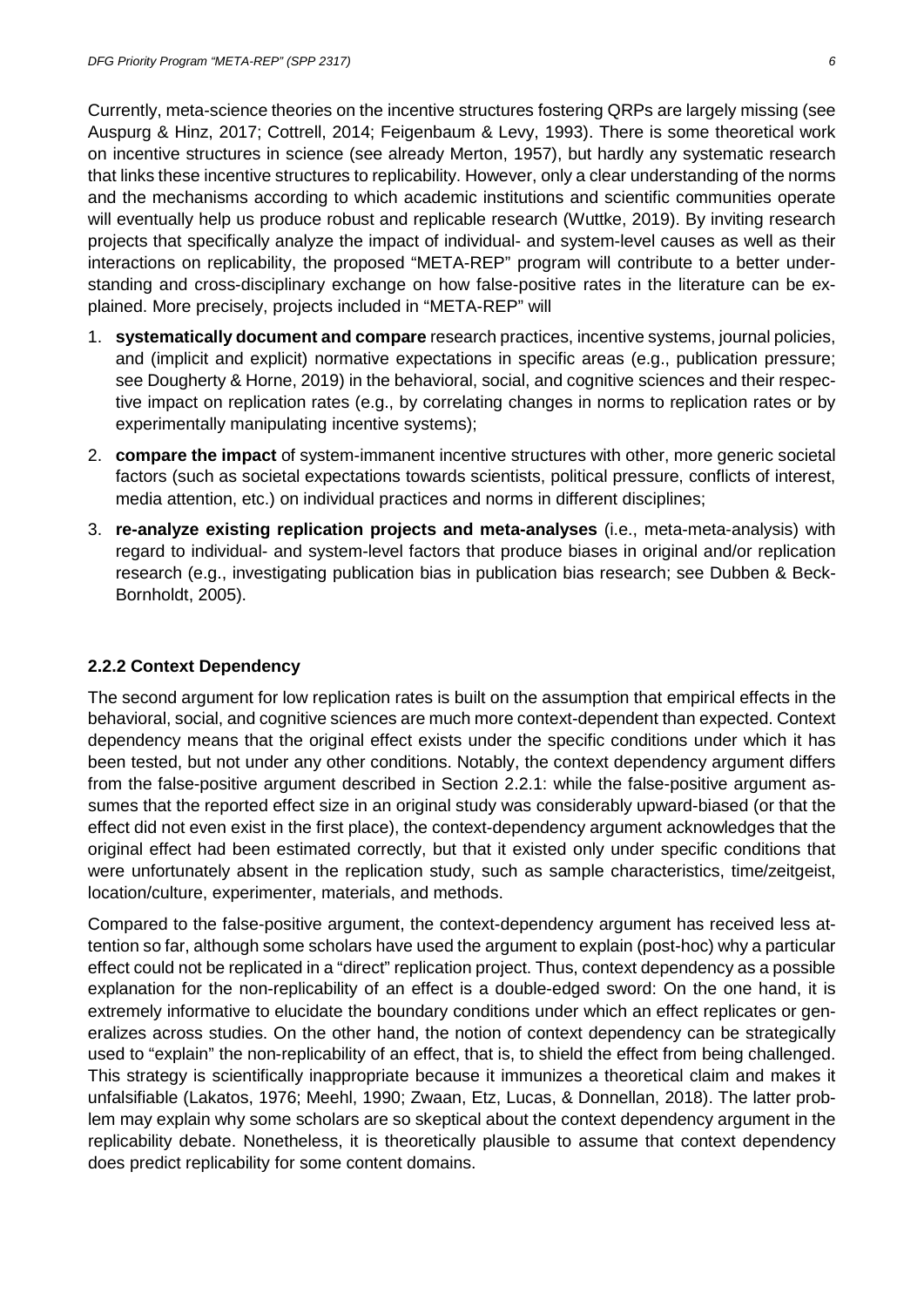Currently, meta-science theories on the incentive structures fostering QRPs are largely missing (see Auspurg & Hinz, 2017; Cottrell, 2014; Feigenbaum & Levy, 1993). There is some theoretical work on incentive structures in science (see already Merton, 1957), but hardly any systematic research that links these incentive structures to replicability. However, only a clear understanding of the norms and the mechanisms according to which academic institutions and scientific communities operate will eventually help us produce robust and replicable research (Wuttke, 2019). By inviting research projects that specifically analyze the impact of individual- and system-level causes as well as their interactions on replicability, the proposed "META-REP" program will contribute to a better understanding and cross-disciplinary exchange on how false-positive rates in the literature can be explained. More precisely, projects included in "META-REP" will

1. **systematically document and compare** research practices, incentive systems, journal policies, and (implicit and explicit) normative expectations in specific areas (e.g., publication pressure; see Dougherty & Horne, 2019) in the behavioral, social, and cognitive sciences and their respective impact on replication rates (e.g., by correlating changes in norms to replication rates or by experimentally manipulating incentive systems);
2. **compare the impact** of system-immanent incentive structures with other, more generic societal factors (such as societal expectations towards scientists, political pressure, conflicts of interest, media attention, etc.) on individual practices and norms in different disciplines;
3. **re-analyze existing replication projects and meta-analyses** (i.e., meta-meta-analysis) with regard to individual- and system-level factors that produce biases in original and/or replication research (e.g., investigating publication bias in publication bias research; see Dubben & Beck-Bornholdt, 2005).

### 2.2.2 Context Dependency

The second argument for low replication rates is built on the assumption that empirical effects in the behavioral, social, and cognitive sciences are much more context-dependent than expected. Context dependency means that the original effect exists under the specific conditions under which it has been tested, but not under any other conditions. Notably, the context dependency argument differs from the false-positive argument described in Section 2.2.1: while the false-positive argument assumes that the reported effect size in an original study was considerably upward-biased (or that the effect did not even exist in the first place), the context-dependency argument acknowledges that the original effect had been estimated correctly, but that it existed only under specific conditions that were unfortunately absent in the replication study, such as sample characteristics, time/zeitgeist, location/culture, experimenter, materials, and methods.

Compared to the false-positive argument, the context-dependency argument has received less attention so far, although some scholars have used the argument to explain (post-hoc) why a particular effect could not be replicated in a "direct" replication project. Thus, context dependency as a possible explanation for the non-replicability of an effect is a double-edged sword: On the one hand, it is extremely informative to elucidate the boundary conditions under which an effect replicates or generalizes across studies. On the other hand, the notion of context dependency can be strategically used to "explain" the non-replicability of an effect, that is, to shield the effect from being challenged. This strategy is scientifically inappropriate because it immunizes a theoretical claim and makes it unfalsifiable (Lakatos, 1976; Meehl, 1990; Zwaan, Etz, Lucas, & Donnellan, 2018). The latter problem may explain why some scholars are so skeptical about the context dependency argument in the replicability debate. Nonetheless, it is theoretically plausible to assume that context dependency does predict replicability for some content domains.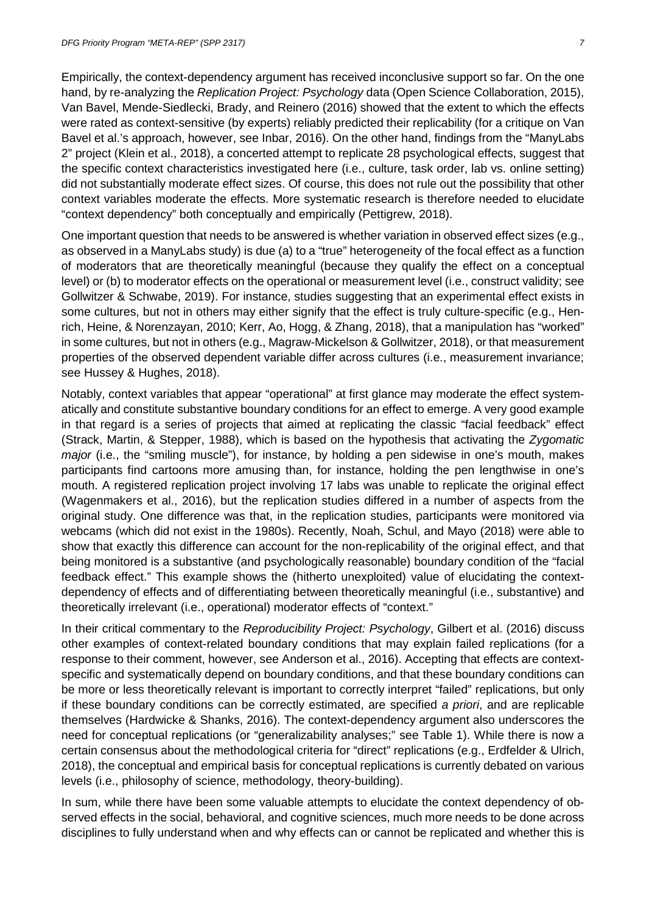Empirically, the context-dependency argument has received inconclusive support so far. On the one hand, by re-analyzing the *Replication Project: Psychology* data (Open Science Collaboration, 2015), Van Bavel, Mende-Siedlecki, Brady, and Reinero (2016) showed that the extent to which the effects were rated as context-sensitive (by experts) reliably predicted their replicability (for a critique on Van Bavel et al.'s approach, however, see Inbar, 2016). On the other hand, findings from the "ManyLabs 2" project (Klein et al., 2018), a concerted attempt to replicate 28 psychological effects, suggest that the specific context characteristics investigated here (i.e., culture, task order, lab vs. online setting) did not substantially moderate effect sizes. Of course, this does not rule out the possibility that other context variables moderate the effects. More systematic research is therefore needed to elucidate "context dependency" both conceptually and empirically (Pettigrew, 2018).

One important question that needs to be answered is whether variation in observed effect sizes (e.g., as observed in a ManyLabs study) is due (a) to a "true" heterogeneity of the focal effect as a function of moderators that are theoretically meaningful (because they qualify the effect on a conceptual level) or (b) to moderator effects on the operational or measurement level (i.e., construct validity; see Gollwitzer & Schwabe, 2019). For instance, studies suggesting that an experimental effect exists in some cultures, but not in others may either signify that the effect is truly culture-specific (e.g., Henrich, Heine, & Norenzayan, 2010; Kerr, Ao, Hogg, & Zhang, 2018), that a manipulation has "worked" in some cultures, but not in others (e.g., Magraw-Mickelson & Gollwitzer, 2018), or that measurement properties of the observed dependent variable differ across cultures (i.e., measurement invariance; see Hussey & Hughes, 2018).

Notably, context variables that appear "operational" at first glance may moderate the effect systematically and constitute substantive boundary conditions for an effect to emerge. A very good example in that regard is a series of projects that aimed at replicating the classic "facial feedback" effect (Strack, Martin, & Stepper, 1988), which is based on the hypothesis that activating the *Zygomatic major* (i.e., the "smiling muscle"), for instance, by holding a pen sidewise in one's mouth, makes participants find cartoons more amusing than, for instance, holding the pen lengthwise in one's mouth. A registered replication project involving 17 labs was unable to replicate the original effect (Wagenmakers et al., 2016), but the replication studies differed in a number of aspects from the original study. One difference was that, in the replication studies, participants were monitored via webcams (which did not exist in the 1980s). Recently, Noah, Schul, and Mayo (2018) were able to show that exactly this difference can account for the non-replicability of the original effect, and that being monitored is a substantive (and psychologically reasonable) boundary condition of the "facial feedback effect." This example shows the (hitherto unexploited) value of elucidating the context-dependency of effects and of differentiating between theoretically meaningful (i.e., substantive) and theoretically irrelevant (i.e., operational) moderator effects of "context."

In their critical commentary to the *Reproducibility Project: Psychology*, Gilbert et al. (2016) discuss other examples of context-related boundary conditions that may explain failed replications (for a response to their comment, however, see Anderson et al., 2016). Accepting that effects are context-specific and systematically depend on boundary conditions, and that these boundary conditions can be more or less theoretically relevant is important to correctly interpret "failed" replications, but only if these boundary conditions can be correctly estimated, are specified *a priori*, and are replicable themselves (Hardwicke & Shanks, 2016). The context-dependency argument also underscores the need for conceptual replications (or "generalizability analyses;" see Table 1). While there is now a certain consensus about the methodological criteria for "direct" replications (e.g., Erdfelder & Ulrich, 2018), the conceptual and empirical basis for conceptual replications is currently debated on various levels (i.e., philosophy of science, methodology, theory-building).

In sum, while there have been some valuable attempts to elucidate the context dependency of observed effects in the social, behavioral, and cognitive sciences, much more needs to be done across disciplines to fully understand when and why effects can or cannot be replicated and whether this is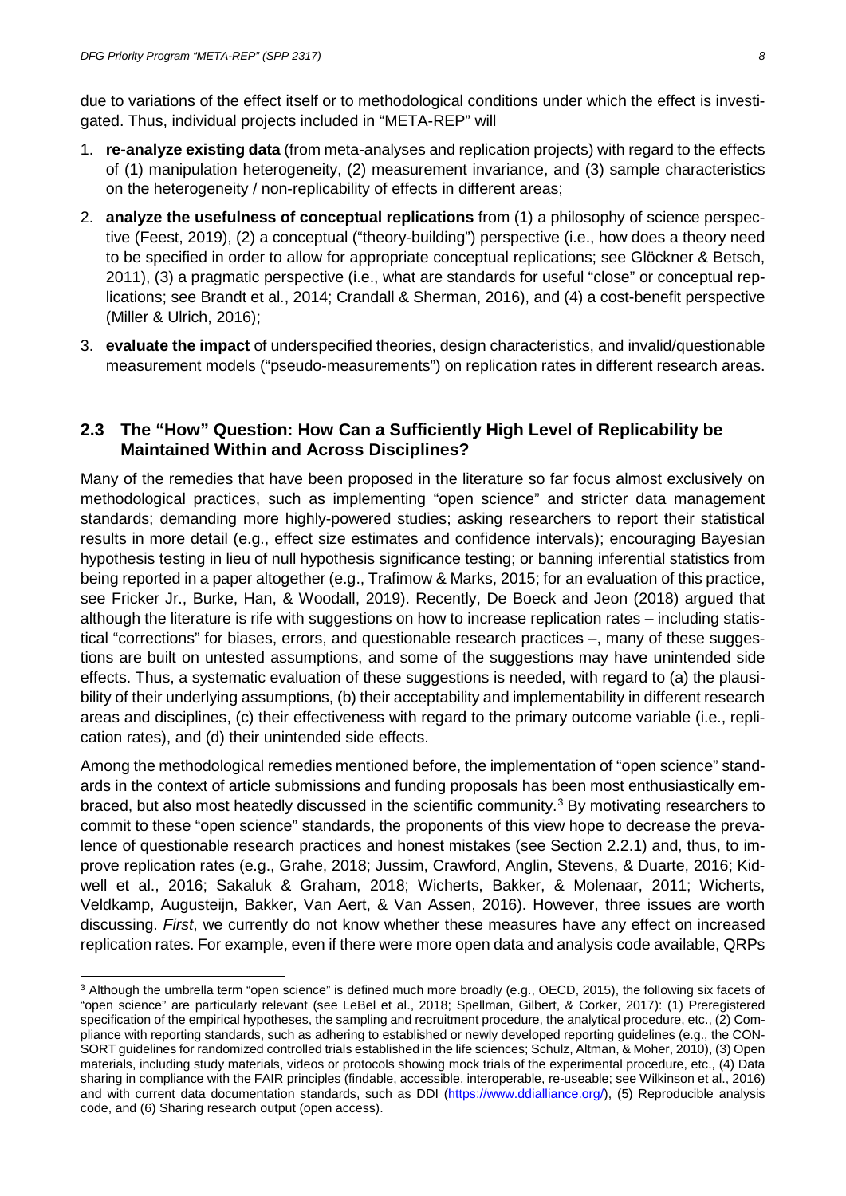due to variations of the effect itself or to methodological conditions under which the effect is investigated. Thus, individual projects included in "META-REP" will

1. **re-analyze existing data** (from meta-analyses and replication projects) with regard to the effects of (1) manipulation heterogeneity, (2) measurement invariance, and (3) sample characteristics on the heterogeneity / non-replicability of effects in different areas;
2. **analyze the usefulness of conceptual replications** from (1) a philosophy of science perspective (Feest, 2019), (2) a conceptual ("theory-building") perspective (i.e., how does a theory need to be specified in order to allow for appropriate conceptual replications; see Glöckner & Betsch, 2011), (3) a pragmatic perspective (i.e., what are standards for useful "close" or conceptual replications; see Brandt et al., 2014; Crandall & Sherman, 2016), and (4) a cost-benefit perspective (Miller & Ulrich, 2016);
3. **evaluate the impact** of underspecified theories, design characteristics, and invalid/questionable measurement models ("pseudo-measurements") on replication rates in different research areas.

## 2.3 The "How" Question: How Can a Sufficiently High Level of Replicability be Maintained Within and Across Disciplines?

Many of the remedies that have been proposed in the literature so far focus almost exclusively on methodological practices, such as implementing "open science" and stricter data management standards; demanding more highly-powered studies; asking researchers to report their statistical results in more detail (e.g., effect size estimates and confidence intervals); encouraging Bayesian hypothesis testing in lieu of null hypothesis significance testing; or banning inferential statistics from being reported in a paper altogether (e.g., Trafimow & Marks, 2015; for an evaluation of this practice, see Fricker Jr., Burke, Han, & Woodall, 2019). Recently, De Boeck and Jeon (2018) argued that although the literature is rife with suggestions on how to increase replication rates – including statistical "corrections" for biases, errors, and questionable research practices –, many of these suggestions are built on untested assumptions, and some of the suggestions may have unintended side effects. Thus, a systematic evaluation of these suggestions is needed, with regard to (a) the plausibility of their underlying assumptions, (b) their acceptability and implementability in different research areas and disciplines, (c) their effectiveness with regard to the primary outcome variable (i.e., replication rates), and (d) their unintended side effects.

Among the methodological remedies mentioned before, the implementation of "open science" standards in the context of article submissions and funding proposals has been most enthusiastically embraced, but also most heatedly discussed in the scientific community.[3] By motivating researchers to commit to these "open science" standards, the proponents of this view hope to decrease the prevalence of questionable research practices and honest mistakes (see Section 2.2.1) and, thus, to improve replication rates (e.g., Grahe, 2018; Jussim, Crawford, Anglin, Stevens, & Duarte, 2016; Kidwell et al., 2016; Sakaluk & Graham, 2018; Wicherts, Bakker, & Molenaar, 2011; Wicherts, Veldkamp, Augusteijn, Bakker, Van Aert, & Van Assen, 2016). However, three issues are worth discussing. *First*, we currently do not know whether these measures have any effect on increased replication rates. For example, even if there were more open data and analysis code available, QRPs

[3] Although the umbrella term "open science" is defined much more broadly (e.g., OECD, 2015), the following six facets of "open science" are particularly relevant (see LeBel et al., 2018; Spellman, Gilbert, & Corker, 2017): (1) Preregistered specification of the empirical hypotheses, the sampling and recruitment procedure, the analytical procedure, etc., (2) Compliance with reporting standards, such as adhering to established or newly developed reporting guidelines (e.g., the CONSORT guidelines for randomized controlled trials established in the life sciences; Schulz, Altman, & Moher, 2010), (3) Open materials, including study materials, videos or protocols showing mock trials of the experimental procedure, etc., (4) Data sharing in compliance with the FAIR principles (findable, accessible, interoperable, re-useable; see Wilkinson et al., 2016) and with current data documentation standards, such as DDI (https://www.ddialliance.org/), (5) Reproducible analysis code, and (6) Sharing research output (open access).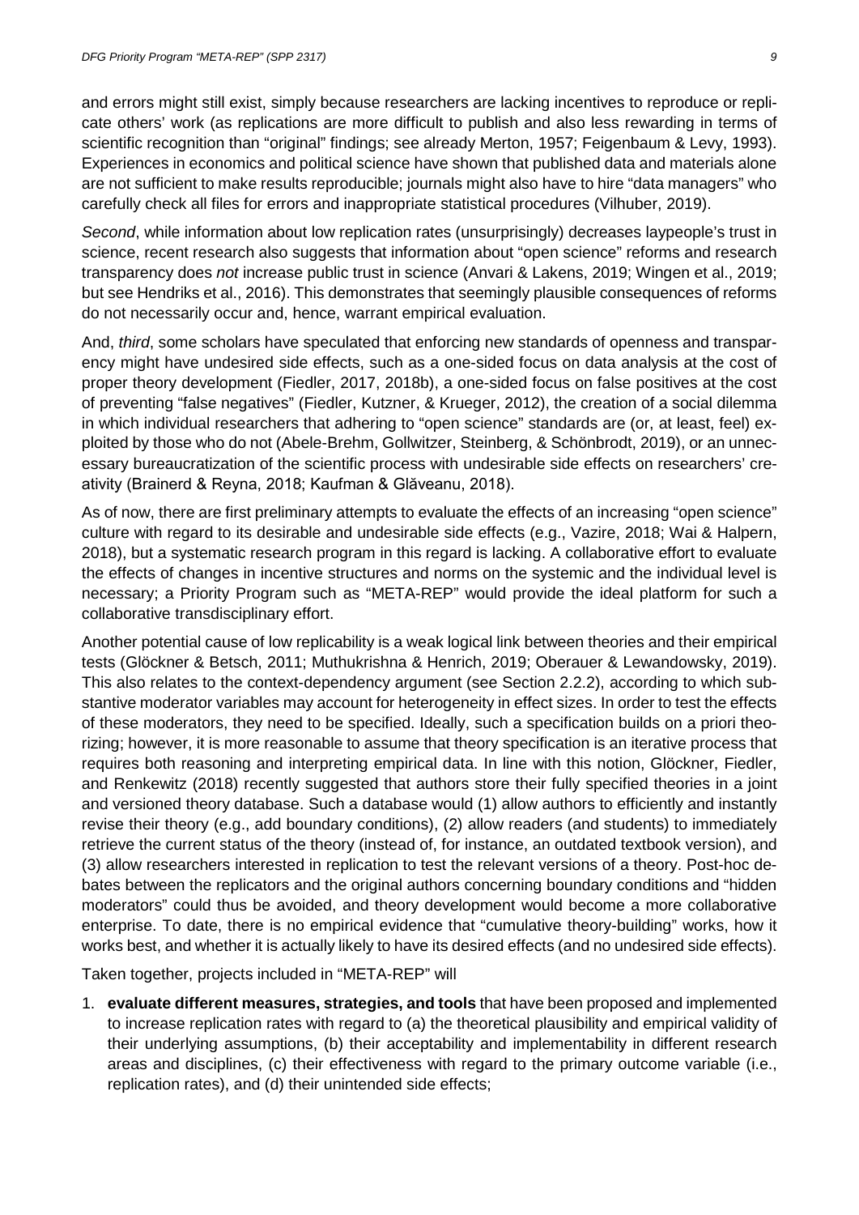and errors might still exist, simply because researchers are lacking incentives to reproduce or replicate others' work (as replications are more difficult to publish and also less rewarding in terms of scientific recognition than "original" findings; see already Merton, 1957; Feigenbaum & Levy, 1993). Experiences in economics and political science have shown that published data and materials alone are not sufficient to make results reproducible; journals might also have to hire "data managers" who carefully check all files for errors and inappropriate statistical procedures (Vilhuber, 2019).

*Second*, while information about low replication rates (unsurprisingly) decreases laypeople's trust in science, recent research also suggests that information about "open science" reforms and research transparency does *not* increase public trust in science (Anvari & Lakens, 2019; Wingen et al., 2019; but see Hendriks et al., 2016). This demonstrates that seemingly plausible consequences of reforms do not necessarily occur and, hence, warrant empirical evaluation.

And, *third*, some scholars have speculated that enforcing new standards of openness and transparency might have undesired side effects, such as a one-sided focus on data analysis at the cost of proper theory development (Fiedler, 2017, 2018b), a one-sided focus on false positives at the cost of preventing "false negatives" (Fiedler, Kutzner, & Krueger, 2012), the creation of a social dilemma in which individual researchers that adhering to "open science" standards are (or, at least, feel) exploited by those who do not (Abele-Brehm, Gollwitzer, Steinberg, & Schönbrodt, 2019), or an unnecessary bureaucratization of the scientific process with undesirable side effects on researchers' creativity (Brainerd & Reyna, 2018; Kaufman & Glăveanu, 2018).

As of now, there are first preliminary attempts to evaluate the effects of an increasing "open science" culture with regard to its desirable and undesirable side effects (e.g., Vazire, 2018; Wai & Halpern, 2018), but a systematic research program in this regard is lacking. A collaborative effort to evaluate the effects of changes in incentive structures and norms on the systemic and the individual level is necessary; a Priority Program such as "META-REP" would provide the ideal platform for such a collaborative transdisciplinary effort.

Another potential cause of low replicability is a weak logical link between theories and their empirical tests (Glöckner & Betsch, 2011; Muthukrishna & Henrich, 2019; Oberauer & Lewandowsky, 2019). This also relates to the context-dependency argument (see Section 2.2.2), according to which substantive moderator variables may account for heterogeneity in effect sizes. In order to test the effects of these moderators, they need to be specified. Ideally, such a specification builds on a priori theorizing; however, it is more reasonable to assume that theory specification is an iterative process that requires both reasoning and interpreting empirical data. In line with this notion, Glöckner, Fiedler, and Renkewitz (2018) recently suggested that authors store their fully specified theories in a joint and versioned theory database. Such a database would (1) allow authors to efficiently and instantly revise their theory (e.g., add boundary conditions), (2) allow readers (and students) to immediately retrieve the current status of the theory (instead of, for instance, an outdated textbook version), and (3) allow researchers interested in replication to test the relevant versions of a theory. Post-hoc debates between the replicators and the original authors concerning boundary conditions and "hidden moderators" could thus be avoided, and theory development would become a more collaborative enterprise. To date, there is no empirical evidence that "cumulative theory-building" works, how it works best, and whether it is actually likely to have its desired effects (and no undesired side effects).

Taken together, projects included in "META-REP" will

1. **evaluate different measures, strategies, and tools** that have been proposed and implemented to increase replication rates with regard to (a) the theoretical plausibility and empirical validity of their underlying assumptions, (b) their acceptability and implementability in different research areas and disciplines, (c) their effectiveness with regard to the primary outcome variable (i.e., replication rates), and (d) their unintended side effects;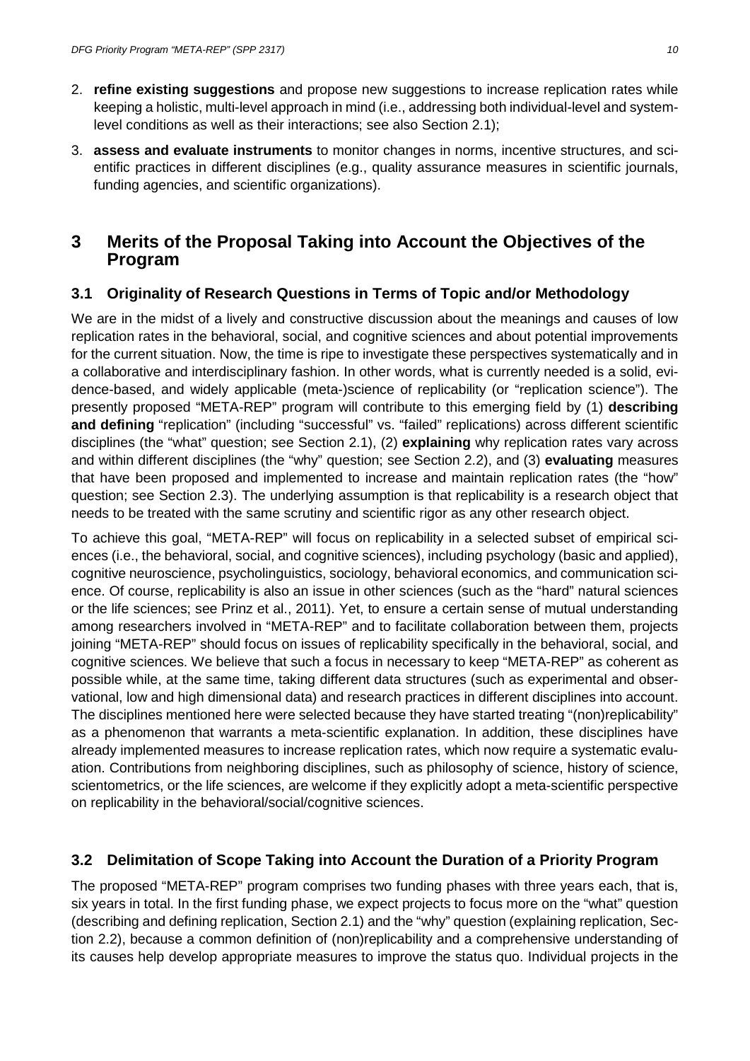2. **refine existing suggestions** and propose new suggestions to increase replication rates while keeping a holistic, multi-level approach in mind (i.e., addressing both individual-level and system-level conditions as well as their interactions; see also Section 2.1);
3. **assess and evaluate instruments** to monitor changes in norms, incentive structures, and scientific practices in different disciplines (e.g., quality assurance measures in scientific journals, funding agencies, and scientific organizations).

# 3 Merits of the Proposal Taking into Account the Objectives of the Program

## 3.1 Originality of Research Questions in Terms of Topic and/or Methodology

We are in the midst of a lively and constructive discussion about the meanings and causes of low replication rates in the behavioral, social, and cognitive sciences and about potential improvements for the current situation. Now, the time is ripe to investigate these perspectives systematically and in a collaborative and interdisciplinary fashion. In other words, what is currently needed is a solid, evidence-based, and widely applicable (meta-)science of replicability (or "replication science"). The presently proposed "META-REP" program will contribute to this emerging field by (1) **describing and defining** "replication" (including "successful" vs. "failed" replications) across different scientific disciplines (the "what" question; see Section 2.1), (2) **explaining** why replication rates vary across and within different disciplines (the "why" question; see Section 2.2), and (3) **evaluating** measures that have been proposed and implemented to increase and maintain replication rates (the "how" question; see Section 2.3). The underlying assumption is that replicability is a research object that needs to be treated with the same scrutiny and scientific rigor as any other research object.

To achieve this goal, "META-REP" will focus on replicability in a selected subset of empirical sciences (i.e., the behavioral, social, and cognitive sciences), including psychology (basic and applied), cognitive neuroscience, psycholinguistics, sociology, behavioral economics, and communication science. Of course, replicability is also an issue in other sciences (such as the "hard" natural sciences or the life sciences; see Prinz et al., 2011). Yet, to ensure a certain sense of mutual understanding among researchers involved in "META-REP" and to facilitate collaboration between them, projects joining "META-REP" should focus on issues of replicability specifically in the behavioral, social, and cognitive sciences. We believe that such a focus in necessary to keep "META-REP" as coherent as possible while, at the same time, taking different data structures (such as experimental and observational, low and high dimensional data) and research practices in different disciplines into account. The disciplines mentioned here were selected because they have started treating "(non)replicability" as a phenomenon that warrants a meta-scientific explanation. In addition, these disciplines have already implemented measures to increase replication rates, which now require a systematic evaluation. Contributions from neighboring disciplines, such as philosophy of science, history of science, scientometrics, or the life sciences, are welcome if they explicitly adopt a meta-scientific perspective on replicability in the behavioral/social/cognitive sciences.

## 3.2 Delimitation of Scope Taking into Account the Duration of a Priority Program

The proposed "META-REP" program comprises two funding phases with three years each, that is, six years in total. In the first funding phase, we expect projects to focus more on the "what" question (describing and defining replication, Section 2.1) and the "why" question (explaining replication, Section 2.2), because a common definition of (non)replicability and a comprehensive understanding of its causes help develop appropriate measures to improve the status quo. Individual projects in the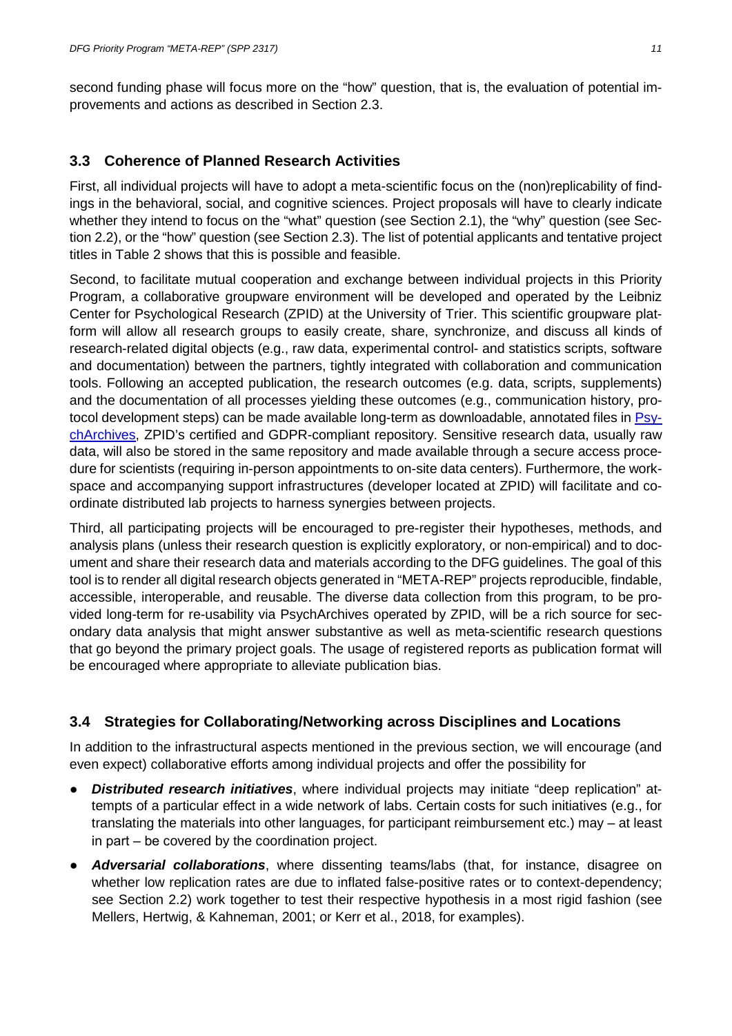second funding phase will focus more on the "how" question, that is, the evaluation of potential improvements and actions as described in Section 2.3.

## 3.3 Coherence of Planned Research Activities

First, all individual projects will have to adopt a meta-scientific focus on the (non)replicability of findings in the behavioral, social, and cognitive sciences. Project proposals will have to clearly indicate whether they intend to focus on the "what" question (see Section 2.1), the "why" question (see Section 2.2), or the "how" question (see Section 2.3). The list of potential applicants and tentative project titles in Table 2 shows that this is possible and feasible.

Second, to facilitate mutual cooperation and exchange between individual projects in this Priority Program, a collaborative groupware environment will be developed and operated by the Leibniz Center for Psychological Research (ZPID) at the University of Trier. This scientific groupware platform will allow all research groups to easily create, share, synchronize, and discuss all kinds of research-related digital objects (e.g., raw data, experimental control- and statistics scripts, software and documentation) between the partners, tightly integrated with collaboration and communication tools. Following an accepted publication, the research outcomes (e.g. data, scripts, supplements) and the documentation of all processes yielding these outcomes (e.g., communication history, protocol development steps) can be made available long-term as downloadable, annotated files in PsychArchives, ZPID's certified and GDPR-compliant repository. Sensitive research data, usually raw data, will also be stored in the same repository and made available through a secure access procedure for scientists (requiring in-person appointments to on-site data centers). Furthermore, the workspace and accompanying support infrastructures (developer located at ZPID) will facilitate and coordinate distributed lab projects to harness synergies between projects.

Third, all participating projects will be encouraged to pre-register their hypotheses, methods, and analysis plans (unless their research question is explicitly exploratory, or non-empirical) and to document and share their research data and materials according to the DFG guidelines. The goal of this tool is to render all digital research objects generated in "META-REP" projects reproducible, findable, accessible, interoperable, and reusable. The diverse data collection from this program, to be provided long-term for re-usability via PsychArchives operated by ZPID, will be a rich source for secondary data analysis that might answer substantive as well as meta-scientific research questions that go beyond the primary project goals. The usage of registered reports as publication format will be encouraged where appropriate to alleviate publication bias.

## 3.4 Strategies for Collaborating/Networking across Disciplines and Locations

In addition to the infrastructural aspects mentioned in the previous section, we will encourage (and even expect) collaborative efforts among individual projects and offer the possibility for

- ***Distributed research initiatives***, where individual projects may initiate "deep replication" attempts of a particular effect in a wide network of labs. Certain costs for such initiatives (e.g., for translating the materials into other languages, for participant reimbursement etc.) may – at least in part – be covered by the coordination project.
- ***Adversarial collaborations***, where dissenting teams/labs (that, for instance, disagree on whether low replication rates are due to inflated false-positive rates or to context-dependency; see Section 2.2) work together to test their respective hypothesis in a most rigid fashion (see Mellers, Hertwig, & Kahneman, 2001; or Kerr et al., 2018, for examples).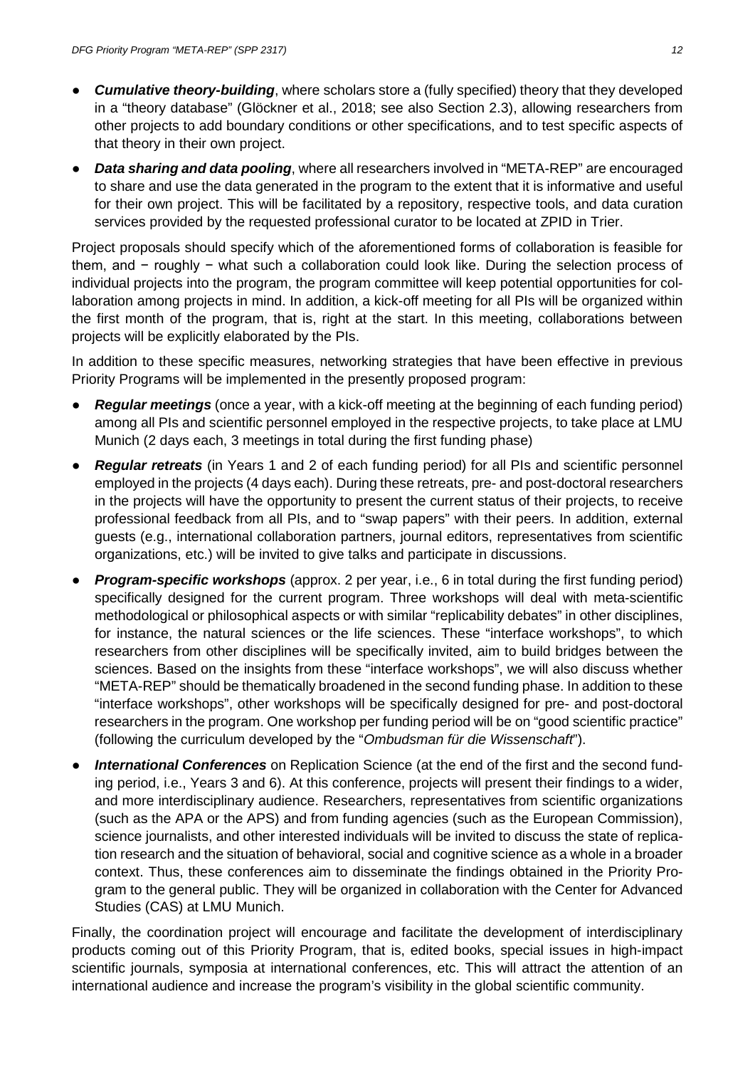- ***Cumulative theory-building***, where scholars store a (fully specified) theory that they developed in a "theory database" (Glöckner et al., 2018; see also Section 2.3), allowing researchers from other projects to add boundary conditions or other specifications, and to test specific aspects of that theory in their own project.
- ***Data sharing and data pooling***, where all researchers involved in "META-REP" are encouraged to share and use the data generated in the program to the extent that it is informative and useful for their own project. This will be facilitated by a repository, respective tools, and data curation services provided by the requested professional curator to be located at ZPID in Trier.

Project proposals should specify which of the aforementioned forms of collaboration is feasible for them, and − roughly − what such a collaboration could look like. During the selection process of individual projects into the program, the program committee will keep potential opportunities for collaboration among projects in mind. In addition, a kick-off meeting for all PIs will be organized within the first month of the program, that is, right at the start. In this meeting, collaborations between projects will be explicitly elaborated by the PIs.

In addition to these specific measures, networking strategies that have been effective in previous Priority Programs will be implemented in the presently proposed program:

- ***Regular meetings*** (once a year, with a kick-off meeting at the beginning of each funding period) among all PIs and scientific personnel employed in the respective projects, to take place at LMU Munich (2 days each, 3 meetings in total during the first funding phase)
- ***Regular retreats*** (in Years 1 and 2 of each funding period) for all PIs and scientific personnel employed in the projects (4 days each). During these retreats, pre- and post-doctoral researchers in the projects will have the opportunity to present the current status of their projects, to receive professional feedback from all PIs, and to "swap papers" with their peers. In addition, external guests (e.g., international collaboration partners, journal editors, representatives from scientific organizations, etc.) will be invited to give talks and participate in discussions.
- ***Program-specific workshops*** (approx. 2 per year, i.e., 6 in total during the first funding period) specifically designed for the current program. Three workshops will deal with meta-scientific methodological or philosophical aspects or with similar "replicability debates" in other disciplines, for instance, the natural sciences or the life sciences. These "interface workshops", to which researchers from other disciplines will be specifically invited, aim to build bridges between the sciences. Based on the insights from these "interface workshops", we will also discuss whether "META-REP" should be thematically broadened in the second funding phase. In addition to these "interface workshops", other workshops will be specifically designed for pre- and post-doctoral researchers in the program. One workshop per funding period will be on "good scientific practice" (following the curriculum developed by the "*Ombudsman für die Wissenschaft*").
- ***International Conferences*** on Replication Science (at the end of the first and the second funding period, i.e., Years 3 and 6). At this conference, projects will present their findings to a wider, and more interdisciplinary audience. Researchers, representatives from scientific organizations (such as the APA or the APS) and from funding agencies (such as the European Commission), science journalists, and other interested individuals will be invited to discuss the state of replication research and the situation of behavioral, social and cognitive science as a whole in a broader context. Thus, these conferences aim to disseminate the findings obtained in the Priority Program to the general public. They will be organized in collaboration with the Center for Advanced Studies (CAS) at LMU Munich.

Finally, the coordination project will encourage and facilitate the development of interdisciplinary products coming out of this Priority Program, that is, edited books, special issues in high-impact scientific journals, symposia at international conferences, etc. This will attract the attention of an international audience and increase the program's visibility in the global scientific community.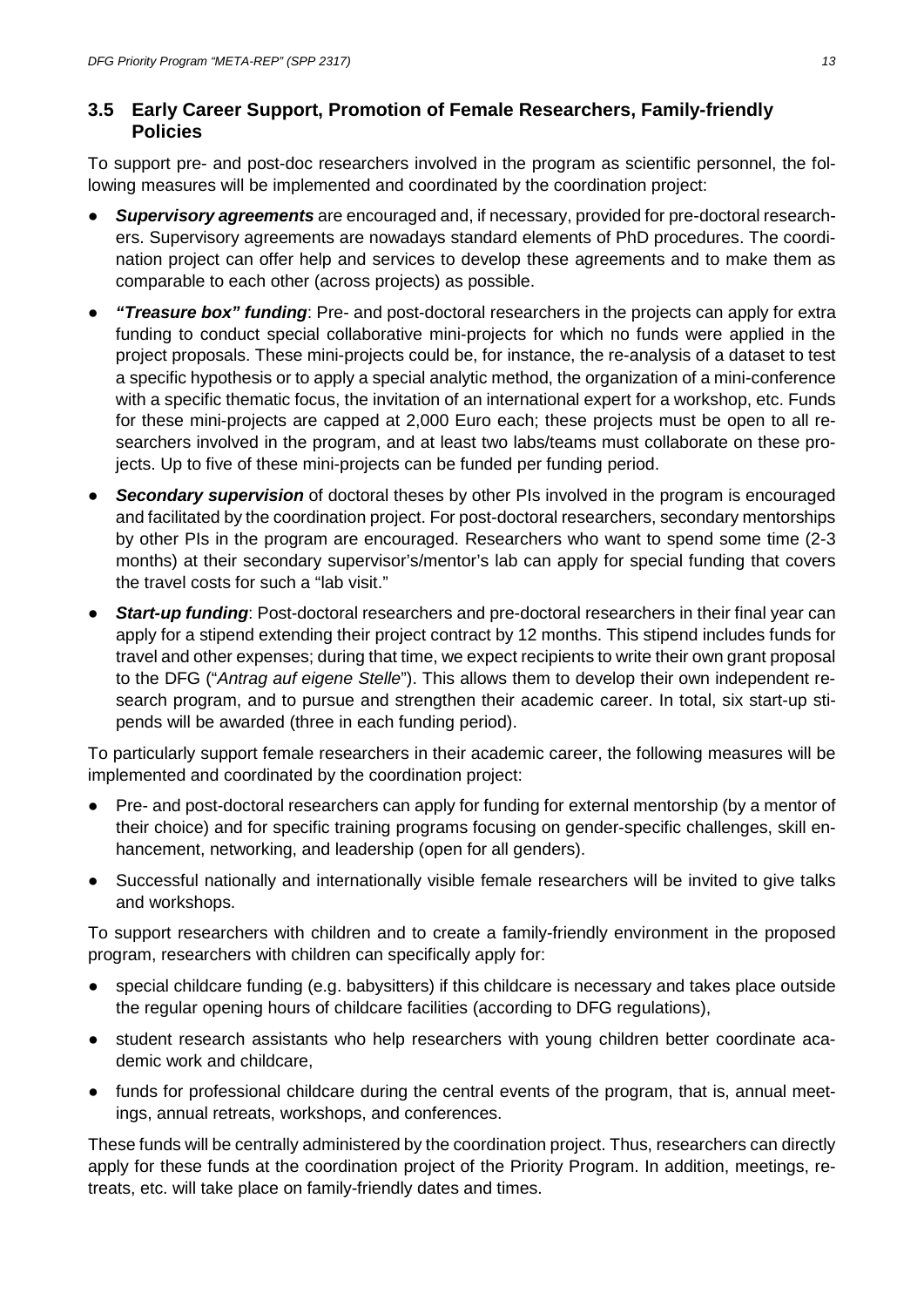### 3.5 Early Career Support, Promotion of Female Researchers, Family-friendly Policies

To support pre- and post-doc researchers involved in the program as scientific personnel, the following measures will be implemented and coordinated by the coordination project:

- ***Supervisory agreements*** are encouraged and, if necessary, provided for pre-doctoral researchers. Supervisory agreements are nowadays standard elements of PhD procedures. The coordination project can offer help and services to develop these agreements and to make them as comparable to each other (across projects) as possible.
- ***"Treasure box" funding***: Pre- and post-doctoral researchers in the projects can apply for extra funding to conduct special collaborative mini-projects for which no funds were applied in the project proposals. These mini-projects could be, for instance, the re-analysis of a dataset to test a specific hypothesis or to apply a special analytic method, the organization of a mini-conference with a specific thematic focus, the invitation of an international expert for a workshop, etc. Funds for these mini-projects are capped at 2,000 Euro each; these projects must be open to all researchers involved in the program, and at least two labs/teams must collaborate on these projects. Up to five of these mini-projects can be funded per funding period.
- ***Secondary supervision*** of doctoral theses by other PIs involved in the program is encouraged and facilitated by the coordination project. For post-doctoral researchers, secondary mentorships by other PIs in the program are encouraged. Researchers who want to spend some time (2-3 months) at their secondary supervisor's/mentor's lab can apply for special funding that covers the travel costs for such a "lab visit."
- ***Start-up funding***: Post-doctoral researchers and pre-doctoral researchers in their final year can apply for a stipend extending their project contract by 12 months. This stipend includes funds for travel and other expenses; during that time, we expect recipients to write their own grant proposal to the DFG ("*Antrag auf eigene Stelle*"). This allows them to develop their own independent research program, and to pursue and strengthen their academic career. In total, six start-up stipends will be awarded (three in each funding period).

To particularly support female researchers in their academic career, the following measures will be implemented and coordinated by the coordination project:

- Pre- and post-doctoral researchers can apply for funding for external mentorship (by a mentor of their choice) and for specific training programs focusing on gender-specific challenges, skill enhancement, networking, and leadership (open for all genders).
- Successful nationally and internationally visible female researchers will be invited to give talks and workshops.

To support researchers with children and to create a family-friendly environment in the proposed program, researchers with children can specifically apply for:

- special childcare funding (e.g. babysitters) if this childcare is necessary and takes place outside the regular opening hours of childcare facilities (according to DFG regulations),
- student research assistants who help researchers with young children better coordinate academic work and childcare,
- funds for professional childcare during the central events of the program, that is, annual meetings, annual retreats, workshops, and conferences.

These funds will be centrally administered by the coordination project. Thus, researchers can directly apply for these funds at the coordination project of the Priority Program. In addition, meetings, retreats, etc. will take place on family-friendly dates and times.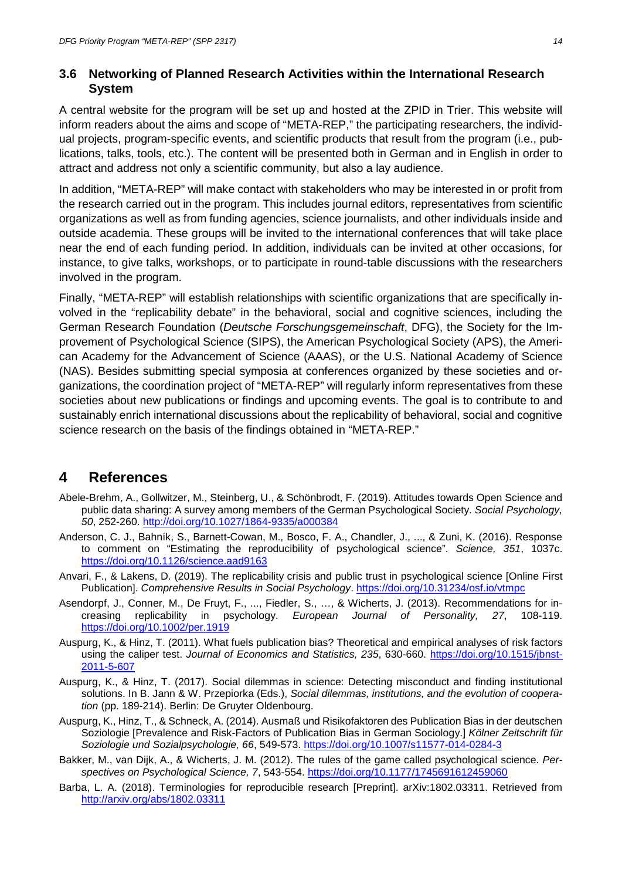### 3.6 Networking of Planned Research Activities within the International Research System

A central website for the program will be set up and hosted at the ZPID in Trier. This website will inform readers about the aims and scope of "META-REP," the participating researchers, the individual projects, program-specific events, and scientific products that result from the program (i.e., publications, talks, tools, etc.). The content will be presented both in German and in English in order to attract and address not only a scientific community, but also a lay audience.

In addition, "META-REP" will make contact with stakeholders who may be interested in or profit from the research carried out in the program. This includes journal editors, representatives from scientific organizations as well as from funding agencies, science journalists, and other individuals inside and outside academia. These groups will be invited to the international conferences that will take place near the end of each funding period. In addition, individuals can be invited at other occasions, for instance, to give talks, workshops, or to participate in round-table discussions with the researchers involved in the program.

Finally, "META-REP" will establish relationships with scientific organizations that are specifically involved in the "replicability debate" in the behavioral, social and cognitive sciences, including the German Research Foundation (*Deutsche Forschungsgemeinschaft*, DFG), the Society for the Improvement of Psychological Science (SIPS), the American Psychological Society (APS), the American Academy for the Advancement of Science (AAAS), or the U.S. National Academy of Science (NAS). Besides submitting special symposia at conferences organized by these societies and organizations, the coordination project of "META-REP" will regularly inform representatives from these societies about new publications or findings and upcoming events. The goal is to contribute to and sustainably enrich international discussions about the replicability of behavioral, social and cognitive science research on the basis of the findings obtained in "META-REP."

# 4 References

Abele-Brehm, A., Gollwitzer, M., Steinberg, U., & Schönbrodt, F. (2019). Attitudes towards Open Science and public data sharing: A survey among members of the German Psychological Society. *Social Psychology, 50*, 252-260. http://doi.org/10.1027/1864-9335/a000384

Anderson, C. J., Bahník, S., Barnett-Cowan, M., Bosco, F. A., Chandler, J., ..., & Zuni, K. (2016). Response to comment on "Estimating the reproducibility of psychological science". *Science, 351*, 1037c. https://doi.org/10.1126/science.aad9163

Anvari, F., & Lakens, D. (2019). The replicability crisis and public trust in psychological science [Online First Publication]. *Comprehensive Results in Social Psychology*. https://doi.org/10.31234/osf.io/vtmpc

Asendorpf, J., Conner, M., De Fruyt, F., ..., Fiedler, S., …, & Wicherts, J. (2013). Recommendations for increasing replicability in psychology. *European Journal of Personality, 27*, 108-119. https://doi.org/10.1002/per.1919

Auspurg, K., & Hinz, T. (2011). What fuels publication bias? Theoretical and empirical analyses of risk factors using the caliper test. *Journal of Economics and Statistics, 235*, 630-660. https://doi.org/10.1515/jbnst-2011-5-607

Auspurg, K., & Hinz, T. (2017). Social dilemmas in science: Detecting misconduct and finding institutional solutions. In B. Jann & W. Przepiorka (Eds.), *Social dilemmas, institutions, and the evolution of cooperation* (pp. 189-214). Berlin: De Gruyter Oldenbourg.

Auspurg, K., Hinz, T., & Schneck, A. (2014). Ausmaß und Risikofaktoren des Publication Bias in der deutschen Soziologie [Prevalence and Risk-Factors of Publication Bias in German Sociology.] *Kölner Zeitschrift für Soziologie und Sozialpsychologie, 66*, 549-573. https://doi.org/10.1007/s11577-014-0284-3

Bakker, M., van Dijk, A., & Wicherts, J. M. (2012). The rules of the game called psychological science. *Perspectives on Psychological Science, 7*, 543-554. https://doi.org/10.1177/1745691612459060

Barba, L. A. (2018). Terminologies for reproducible research [Preprint]. arXiv:1802.03311. Retrieved from http://arxiv.org/abs/1802.03311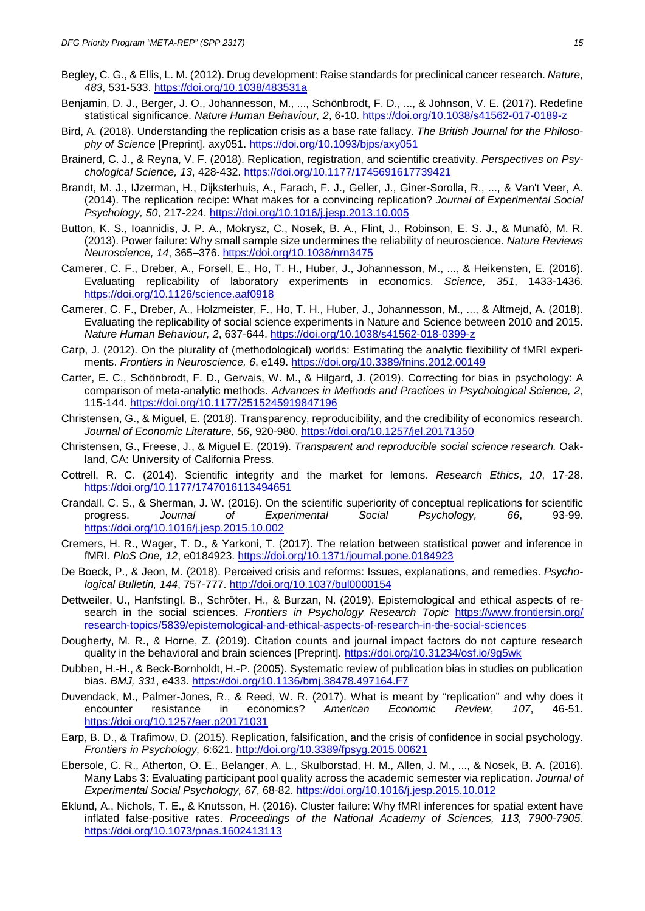Begley, C. G., & Ellis, L. M. (2012). Drug development: Raise standards for preclinical cancer research. *Nature, 483*, 531-533. https://doi.org/10.1038/483531a

Benjamin, D. J., Berger, J. O., Johannesson, M., ..., Schönbrodt, F. D., ..., & Johnson, V. E. (2017). Redefine statistical significance. *Nature Human Behaviour, 2*, 6-10. https://doi.org/10.1038/s41562-017-0189-z

Bird, A. (2018). Understanding the replication crisis as a base rate fallacy. *The British Journal for the Philosophy of Science* [Preprint]. axy051. https://doi.org/10.1093/bjps/axy051

Brainerd, C. J., & Reyna, V. F. (2018). Replication, registration, and scientific creativity. *Perspectives on Psychological Science, 13*, 428-432. https://doi.org/10.1177/1745691617739421

Brandt, M. J., IJzerman, H., Dijksterhuis, A., Farach, F. J., Geller, J., Giner-Sorolla, R., ..., & Van't Veer, A. (2014). The replication recipe: What makes for a convincing replication? *Journal of Experimental Social Psychology, 50*, 217-224. https://doi.org/10.1016/j.jesp.2013.10.005

Button, K. S., Ioannidis, J. P. A., Mokrysz, C., Nosek, B. A., Flint, J., Robinson, E. S. J., & Munafò, M. R. (2013). Power failure: Why small sample size undermines the reliability of neuroscience. *Nature Reviews Neuroscience, 14*, 365–376. https://doi.org/10.1038/nrn3475

Camerer, C. F., Dreber, A., Forsell, E., Ho, T. H., Huber, J., Johannesson, M., ..., & Heikensten, E. (2016). Evaluating replicability of laboratory experiments in economics. *Science, 351*, 1433-1436. https://doi.org/10.1126/science.aaf0918

Camerer, C. F., Dreber, A., Holzmeister, F., Ho, T. H., Huber, J., Johannesson, M., ..., & Altmejd, A. (2018). Evaluating the replicability of social science experiments in Nature and Science between 2010 and 2015. *Nature Human Behaviour, 2*, 637-644. https://doi.org/10.1038/s41562-018-0399-z

Carp, J. (2012). On the plurality of (methodological) worlds: Estimating the analytic flexibility of fMRI experiments. *Frontiers in Neuroscience, 6*, e149. https://doi.org/10.3389/fnins.2012.00149

Carter, E. C., Schönbrodt, F. D., Gervais, W. M., & Hilgard, J. (2019). Correcting for bias in psychology: A comparison of meta-analytic methods. *Advances in Methods and Practices in Psychological Science, 2*, 115-144. https://doi.org/10.1177/2515245919847196

Christensen, G., & Miguel, E. (2018). Transparency, reproducibility, and the credibility of economics research. *Journal of Economic Literature, 56*, 920-980. https://doi.org/10.1257/jel.20171350

Christensen, G., Freese, J., & Miguel E. (2019). *Transparent and reproducible social science research.* Oakland, CA: University of California Press.

Cottrell, R. C. (2014). Scientific integrity and the market for lemons. *Research Ethics*, *10*, 17-28. https://doi.org/10.1177/1747016113494651

Crandall, C. S., & Sherman, J. W. (2016). On the scientific superiority of conceptual replications for scientific progress. *Journal of Experimental Social Psychology, 66*, 93-99. https://doi.org/10.1016/j.jesp.2015.10.002

Cremers, H. R., Wager, T. D., & Yarkoni, T. (2017). The relation between statistical power and inference in fMRI. *PloS One, 12*, e0184923. https://doi.org/10.1371/journal.pone.0184923

De Boeck, P., & Jeon, M. (2018). Perceived crisis and reforms: Issues, explanations, and remedies. *Psychological Bulletin, 144*, 757-777. http://doi.org/10.1037/bul0000154

Dettweiler, U., Hanfstingl, B., Schröter, H., & Burzan, N. (2019). Epistemological and ethical aspects of research in the social sciences. *Frontiers in Psychology Research Topic* https://www.frontiersin.org/research-topics/5839/epistemological-and-ethical-aspects-of-research-in-the-social-sciences

Dougherty, M. R., & Horne, Z. (2019). Citation counts and journal impact factors do not capture research quality in the behavioral and brain sciences [Preprint]. https://doi.org/10.31234/osf.io/9g5wk

Dubben, H.-H., & Beck-Bornholdt, H.-P. (2005). Systematic review of publication bias in studies on publication bias. *BMJ, 331*, e433. https://doi.org/10.1136/bmj.38478.497164.F7

Duvendack, M., Palmer-Jones, R., & Reed, W. R. (2017). What is meant by "replication" and why does it encounter resistance in economics? *American Economic Review*, *107*, 46-51. https://doi.org/10.1257/aer.p20171031

Earp, B. D., & Trafimow, D. (2015). Replication, falsification, and the crisis of confidence in social psychology. *Frontiers in Psychology, 6*:621. http://doi.org/10.3389/fpsyg.2015.00621

Ebersole, C. R., Atherton, O. E., Belanger, A. L., Skulborstad, H. M., Allen, J. M., ..., & Nosek, B. A. (2016). Many Labs 3: Evaluating participant pool quality across the academic semester via replication. *Journal of Experimental Social Psychology, 67*, 68-82. https://doi.org/10.1016/j.jesp.2015.10.012

Eklund, A., Nichols, T. E., & Knutsson, H. (2016). Cluster failure: Why fMRI inferences for spatial extent have inflated false-positive rates. *Proceedings of the National Academy of Sciences, 113, 7900-7905*. https://doi.org/10.1073/pnas.1602413113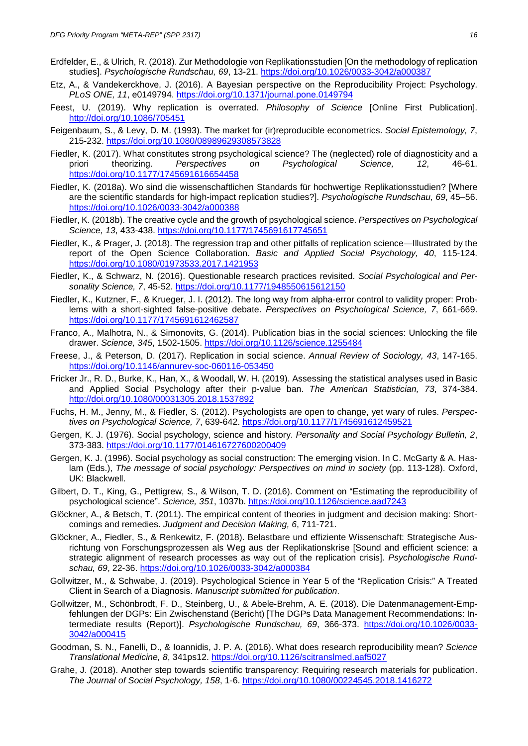Erdfelder, E., & Ulrich, R. (2018). Zur Methodologie von Replikationsstudien [On the methodology of replication studies]. *Psychologische Rundschau, 69*, 13-21. https://doi.org/10.1026/0033-3042/a000387

Etz, A., & Vandekerckhove, J. (2016). A Bayesian perspective on the Reproducibility Project: Psychology. *PLoS ONE, 11*, e0149794. https://doi.org/10.1371/journal.pone.0149794

Feest, U. (2019). Why replication is overrated. *Philosophy of Science* [Online First Publication]. http://doi.org/10.1086/705451

Feigenbaum, S., & Levy, D. M. (1993). The market for (ir)reproducible econometrics. *Social Epistemology, 7*, 215-232. https://doi.org/10.1080/02691729308578695

Fiedler, K. (2017). What constitutes strong psychological science? The (neglected) role of diagnosticity and a priori theorizing. *Perspectives on Psychological Science, 12*, 46-61. https://doi.org/10.1177/1745691616654458

Fiedler, K. (2018a). Wo sind die wissenschaftlichen Standards für hochwertige Replikationsstudien? [Where are the scientific standards for high-impact replication studies?]. *Psychologische Rundschau, 69*, 45–56. https://doi.org/10.1026/0033-3042/a000388

Fiedler, K. (2018b). The creative cycle and the growth of psychological science. *Perspectives on Psychological Science, 13*, 433-438. https://doi.org/10.1177/1745691617745651

Fiedler, K., & Prager, J. (2018). The regression trap and other pitfalls of replication science—Illustrated by the report of the Open Science Collaboration. *Basic and Applied Social Psychology, 40*, 115-124. https://doi.org/10.1080/01973533.2017.1421953

Fiedler, K., & Schwarz, N. (2016). Questionable research practices revisited. *Social Psychological and Personality Science, 7*, 45-52. https://doi.org/10.1177/1948550615612150

Fiedler, K., Kutzner, F., & Krueger, J. I. (2012). The long way from alpha-error control to validity proper: Problems with a short-sighted false-positive debate. *Perspectives on Psychological Science, 7*, 661-669. https://doi.org/10.1177/1745691612462587

Franco, A., Malhotra, N., & Simonovits, G. (2014). Publication bias in the social sciences: Unlocking the file drawer. *Science, 345*, 1502-1505. https://doi.org/10.1126/science.1255484

Freese, J., & Peterson, D. (2017). Replication in social science. *Annual Review of Sociology, 43*, 147-165. https://doi.org/10.1146/annurev-soc-060116-053450

Fricker Jr., R. D., Burke, K., Han, X., & Woodall, W. H. (2019). Assessing the statistical analyses used in Basic and Applied Social Psychology after their p-value ban. *The American Statistician, 73*, 374-384. http://doi.org/10.1080/00031305.2018.1537892

Fuchs, H. M., Jenny, M., & Fiedler, S. (2012). Psychologists are open to change, yet wary of rules. *Perspectives on Psychological Science, 7*, 639-642. https://doi.org/10.1177/1745691612459521

Gergen, K. J. (1976). Social psychology, science and history. *Personality and Social Psychology Bulletin, 2*, 373-383. https://doi.org/10.1177/014616727600200409

Gergen, K. J. (1996). Social psychology as social construction: The emerging vision. In C. McGarty & A. Haslam (Eds.), *The message of social psychology: Perspectives on mind in society* (pp. 113-128). Oxford, UK: Blackwell.

Gilbert, D. T., King, G., Pettigrew, S., & Wilson, T. D. (2016). Comment on "Estimating the reproducibility of psychological science". *Science, 351*, 1037b. https://doi.org/10.1126/science.aad7243

Glöckner, A., & Betsch, T. (2011). The empirical content of theories in judgment and decision making: Shortcomings and remedies. *Judgment and Decision Making, 6*, 711-721.

Glöckner, A., Fiedler, S., & Renkewitz, F. (2018). Belastbare und effiziente Wissenschaft: Strategische Ausrichtung von Forschungsprozessen als Weg aus der Replikationskrise [Sound and efficient science: a strategic alignment of research processes as way out of the replication crisis]. *Psychologische Rundschau, 69*, 22-36. https://doi.org/10.1026/0033-3042/a000384

Gollwitzer, M., & Schwabe, J. (2019). Psychological Science in Year 5 of the "Replication Crisis:" A Treated Client in Search of a Diagnosis. *Manuscript submitted for publication*.

Gollwitzer, M., Schönbrodt, F. D., Steinberg, U., & Abele-Brehm, A. E. (2018). Die Datenmanagement-Empfehlungen der DGPs: Ein Zwischenstand (Bericht) [The DGPs Data Management Recommendations: Intermediate results (Report)]. *Psychologische Rundschau, 69*, 366-373. https://doi.org/10.1026/0033-3042/a000415

Goodman, S. N., Fanelli, D., & Ioannidis, J. P. A. (2016). What does research reproducibility mean? *Science Translational Medicine, 8*, 341ps12. https://doi.org/10.1126/scitranslmed.aaf5027

Grahe, J. (2018). Another step towards scientific transparency: Requiring research materials for publication. *The Journal of Social Psychology, 158*, 1-6. https://doi.org/10.1080/00224545.2018.1416272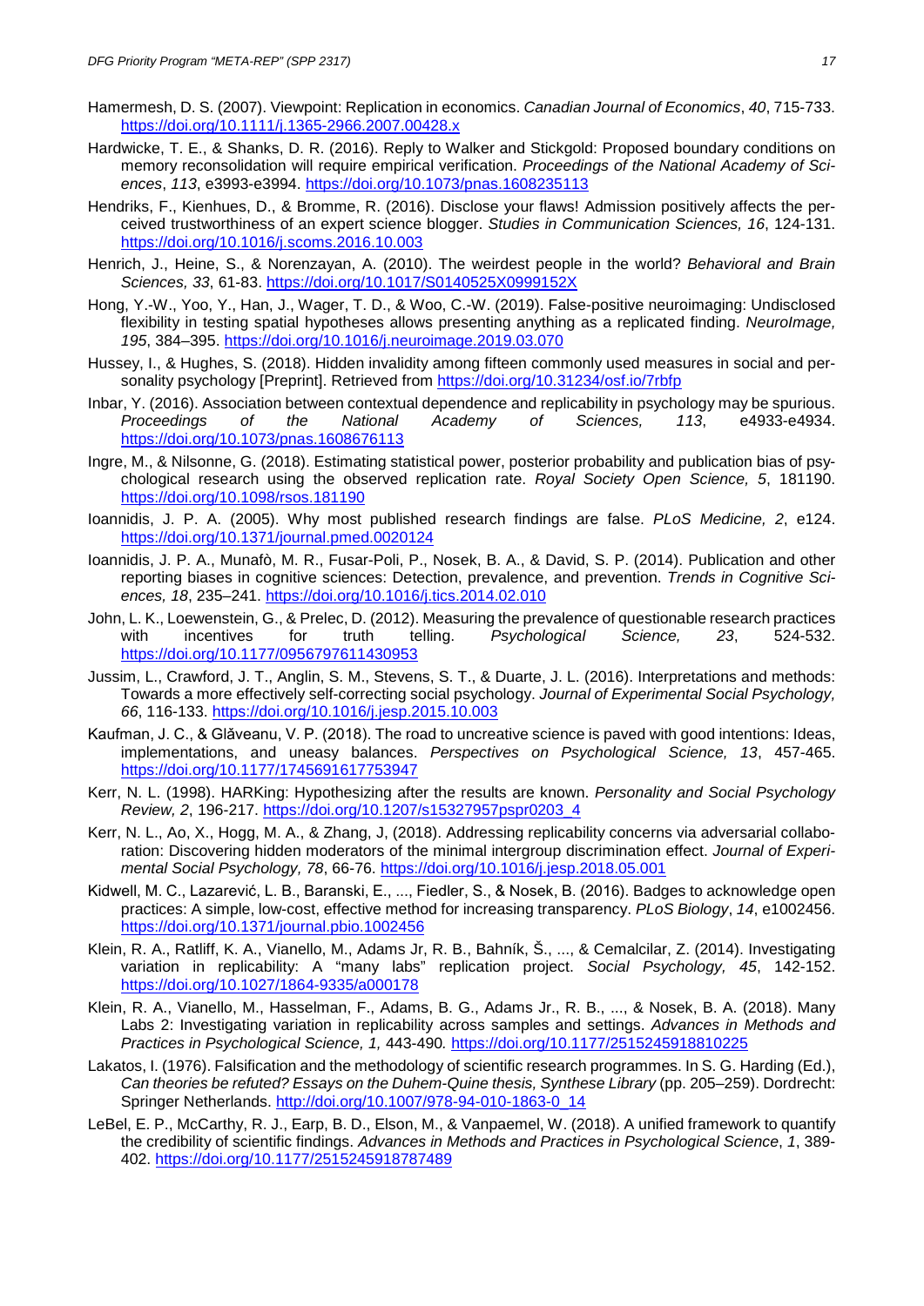Hamermesh, D. S. (2007). Viewpoint: Replication in economics. *Canadian Journal of Economics*, *40*, 715-733. https://doi.org/10.1111/j.1365-2966.2007.00428.x

Hardwicke, T. E., & Shanks, D. R. (2016). Reply to Walker and Stickgold: Proposed boundary conditions on memory reconsolidation will require empirical verification. *Proceedings of the National Academy of Sciences*, *113*, e3993-e3994. https://doi.org/10.1073/pnas.1608235113

Hendriks, F., Kienhues, D., & Bromme, R. (2016). Disclose your flaws! Admission positively affects the perceived trustworthiness of an expert science blogger. *Studies in Communication Sciences, 16*, 124-131. https://doi.org/10.1016/j.scoms.2016.10.003

Henrich, J., Heine, S., & Norenzayan, A. (2010). The weirdest people in the world? *Behavioral and Brain Sciences, 33*, 61-83. https://doi.org/10.1017/S0140525X0999152X

Hong, Y.-W., Yoo, Y., Han, J., Wager, T. D., & Woo, C.-W. (2019). False-positive neuroimaging: Undisclosed flexibility in testing spatial hypotheses allows presenting anything as a replicated finding. *NeuroImage, 195*, 384–395. https://doi.org/10.1016/j.neuroimage.2019.03.070

Hussey, I., & Hughes, S. (2018). Hidden invalidity among fifteen commonly used measures in social and personality psychology [Preprint]. Retrieved from https://doi.org/10.31234/osf.io/7rbfp

Inbar, Y. (2016). Association between contextual dependence and replicability in psychology may be spurious. *Proceedings of the National Academy of Sciences, 113*, e4933-e4934. https://doi.org/10.1073/pnas.1608676113

Ingre, M., & Nilsonne, G. (2018). Estimating statistical power, posterior probability and publication bias of psychological research using the observed replication rate. *Royal Society Open Science, 5*, 181190. https://doi.org/10.1098/rsos.181190

Ioannidis, J. P. A. (2005). Why most published research findings are false. *PLoS Medicine, 2*, e124. https://doi.org/10.1371/journal.pmed.0020124

Ioannidis, J. P. A., Munafò, M. R., Fusar-Poli, P., Nosek, B. A., & David, S. P. (2014). Publication and other reporting biases in cognitive sciences: Detection, prevalence, and prevention. *Trends in Cognitive Sciences, 18*, 235–241. https://doi.org/10.1016/j.tics.2014.02.010

John, L. K., Loewenstein, G., & Prelec, D. (2012). Measuring the prevalence of questionable research practices with incentives for truth telling. *Psychological Science, 23*, 524-532. https://doi.org/10.1177/0956797611430953

Jussim, L., Crawford, J. T., Anglin, S. M., Stevens, S. T., & Duarte, J. L. (2016). Interpretations and methods: Towards a more effectively self-correcting social psychology. *Journal of Experimental Social Psychology, 66*, 116-133. https://doi.org/10.1016/j.jesp.2015.10.003

Kaufman, J. C., & Glăveanu, V. P. (2018). The road to uncreative science is paved with good intentions: Ideas, implementations, and uneasy balances. *Perspectives on Psychological Science, 13*, 457-465. https://doi.org/10.1177/1745691617753947

Kerr, N. L. (1998). HARKing: Hypothesizing after the results are known. *Personality and Social Psychology Review, 2*, 196-217. https://doi.org/10.1207/s15327957pspr0203_4

Kerr, N. L., Ao, X., Hogg, M. A., & Zhang, J, (2018). Addressing replicability concerns via adversarial collaboration: Discovering hidden moderators of the minimal intergroup discrimination effect. *Journal of Experimental Social Psychology, 78*, 66-76. https://doi.org/10.1016/j.jesp.2018.05.001

Kidwell, M. C., Lazarević, L. B., Baranski, E., ..., Fiedler, S., & Nosek, B. (2016). Badges to acknowledge open practices: A simple, low-cost, effective method for increasing transparency. *PLoS Biology*, *14*, e1002456. https://doi.org/10.1371/journal.pbio.1002456

Klein, R. A., Ratliff, K. A., Vianello, M., Adams Jr, R. B., Bahník, Š., ..., & Cemalcilar, Z. (2014). Investigating variation in replicability: A "many labs" replication project. *Social Psychology, 45*, 142-152. https://doi.org/10.1027/1864-9335/a000178

Klein, R. A., Vianello, M., Hasselman, F., Adams, B. G., Adams Jr., R. B., ..., & Nosek, B. A. (2018). Many Labs 2: Investigating variation in replicability across samples and settings. *Advances in Methods and Practices in Psychological Science, 1,* 443-490*.* https://doi.org/10.1177/2515245918810225

Lakatos, I. (1976). Falsification and the methodology of scientific research programmes. In S. G. Harding (Ed.), *Can theories be refuted? Essays on the Duhem-Quine thesis, Synthese Library* (pp. 205–259). Dordrecht: Springer Netherlands. http://doi.org/10.1007/978-94-010-1863-0_14

LeBel, E. P., McCarthy, R. J., Earp, B. D., Elson, M., & Vanpaemel, W. (2018). A unified framework to quantify the credibility of scientific findings. *Advances in Methods and Practices in Psychological Science*, *1*, 389-402. https://doi.org/10.1177/2515245918787489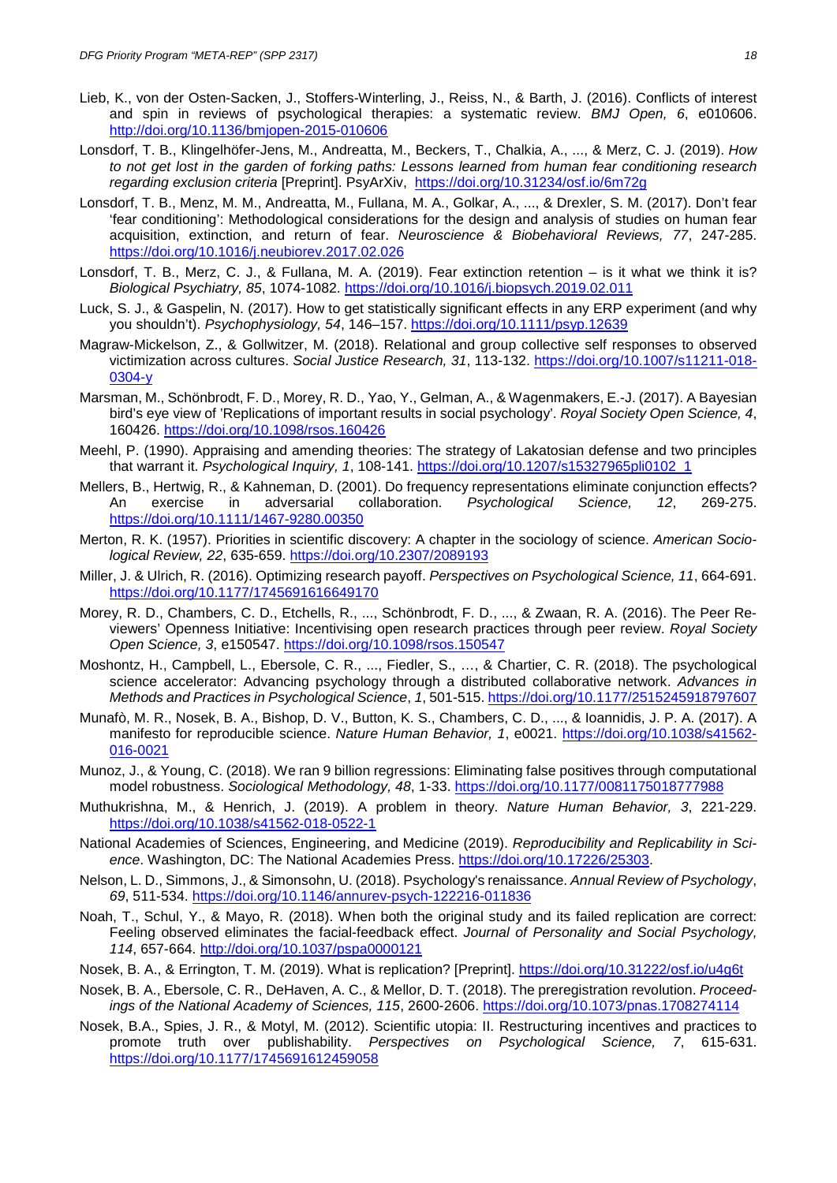Lieb, K., von der Osten-Sacken, J., Stoffers-Winterling, J., Reiss, N., & Barth, J. (2016). Conflicts of interest and spin in reviews of psychological therapies: a systematic review. *BMJ Open, 6*, e010606. http://doi.org/10.1136/bmjopen-2015-010606

Lonsdorf, T. B., Klingelhöfer-Jens, M., Andreatta, M., Beckers, T., Chalkia, A., ..., & Merz, C. J. (2019). *How to not get lost in the garden of forking paths: Lessons learned from human fear conditioning research regarding exclusion criteria* [Preprint]. PsyArXiv, https://doi.org/10.31234/osf.io/6m72g

Lonsdorf, T. B., Menz, M. M., Andreatta, M., Fullana, M. A., Golkar, A., ..., & Drexler, S. M. (2017). Don't fear 'fear conditioning': Methodological considerations for the design and analysis of studies on human fear acquisition, extinction, and return of fear. *Neuroscience & Biobehavioral Reviews, 77*, 247-285. https://doi.org/10.1016/j.neubiorev.2017.02.026

Lonsdorf, T. B., Merz, C. J., & Fullana, M. A. (2019). Fear extinction retention – is it what we think it is? *Biological Psychiatry, 85*, 1074-1082. https://doi.org/10.1016/j.biopsych.2019.02.011

Luck, S. J., & Gaspelin, N. (2017). How to get statistically significant effects in any ERP experiment (and why you shouldn't). *Psychophysiology, 54*, 146–157. https://doi.org/10.1111/psyp.12639

Magraw-Mickelson, Z., & Gollwitzer, M. (2018). Relational and group collective self responses to observed victimization across cultures. *Social Justice Research, 31*, 113-132. https://doi.org/10.1007/s11211-018-0304-y

Marsman, M., Schönbrodt, F. D., Morey, R. D., Yao, Y., Gelman, A., & Wagenmakers, E.-J. (2017). A Bayesian bird's eye view of 'Replications of important results in social psychology'. *Royal Society Open Science, 4*, 160426. https://doi.org/10.1098/rsos.160426

Meehl, P. (1990). Appraising and amending theories: The strategy of Lakatosian defense and two principles that warrant it. *Psychological Inquiry, 1*, 108-141. https://doi.org/10.1207/s15327965pli0102_1

Mellers, B., Hertwig, R., & Kahneman, D. (2001). Do frequency representations eliminate conjunction effects? An exercise in adversarial collaboration. *Psychological Science, 12*, 269-275. https://doi.org/10.1111/1467-9280.00350

Merton, R. K. (1957). Priorities in scientific discovery: A chapter in the sociology of science. *American Sociological Review, 22*, 635-659. https://doi.org/10.2307/2089193

Miller, J. & Ulrich, R. (2016). Optimizing research payoff. *Perspectives on Psychological Science, 11*, 664-691. https://doi.org/10.1177/1745691616649170

Morey, R. D., Chambers, C. D., Etchells, R., ..., Schönbrodt, F. D., ..., & Zwaan, R. A. (2016). The Peer Reviewers' Openness Initiative: Incentivising open research practices through peer review. *Royal Society Open Science, 3*, e150547. https://doi.org/10.1098/rsos.150547

Moshontz, H., Campbell, L., Ebersole, C. R., ..., Fiedler, S., …, & Chartier, C. R. (2018). The psychological science accelerator: Advancing psychology through a distributed collaborative network. *Advances in Methods and Practices in Psychological Science*, *1*, 501-515. https://doi.org/10.1177/2515245918797607

Munafò, M. R., Nosek, B. A., Bishop, D. V., Button, K. S., Chambers, C. D., ..., & Ioannidis, J. P. A. (2017). A manifesto for reproducible science. *Nature Human Behavior, 1*, e0021. https://doi.org/10.1038/s41562-016-0021

Munoz, J., & Young, C. (2018). We ran 9 billion regressions: Eliminating false positives through computational model robustness. *Sociological Methodology, 48*, 1-33. https://doi.org/10.1177/0081175018777988

Muthukrishna, M., & Henrich, J. (2019). A problem in theory. *Nature Human Behavior, 3*, 221-229. https://doi.org/10.1038/s41562-018-0522-1

National Academies of Sciences, Engineering, and Medicine (2019). *Reproducibility and Replicability in Science*. Washington, DC: The National Academies Press. https://doi.org/10.17226/25303.

Nelson, L. D., Simmons, J., & Simonsohn, U. (2018). Psychology's renaissance. *Annual Review of Psychology*, *69*, 511-534. https://doi.org/10.1146/annurev-psych-122216-011836

Noah, T., Schul, Y., & Mayo, R. (2018). When both the original study and its failed replication are correct: Feeling observed eliminates the facial-feedback effect. *Journal of Personality and Social Psychology, 114*, 657-664. http://doi.org/10.1037/pspa0000121

Nosek, B. A., & Errington, T. M. (2019). What is replication? [Preprint]. https://doi.org/10.31222/osf.io/u4g6t

Nosek, B. A., Ebersole, C. R., DeHaven, A. C., & Mellor, D. T. (2018). The preregistration revolution. *Proceedings of the National Academy of Sciences, 115*, 2600-2606. https://doi.org/10.1073/pnas.1708274114

Nosek, B.A., Spies, J. R., & Motyl, M. (2012). Scientific utopia: II. Restructuring incentives and practices to promote truth over publishability. *Perspectives on Psychological Science, 7*, 615-631. https://doi.org/10.1177/1745691612459058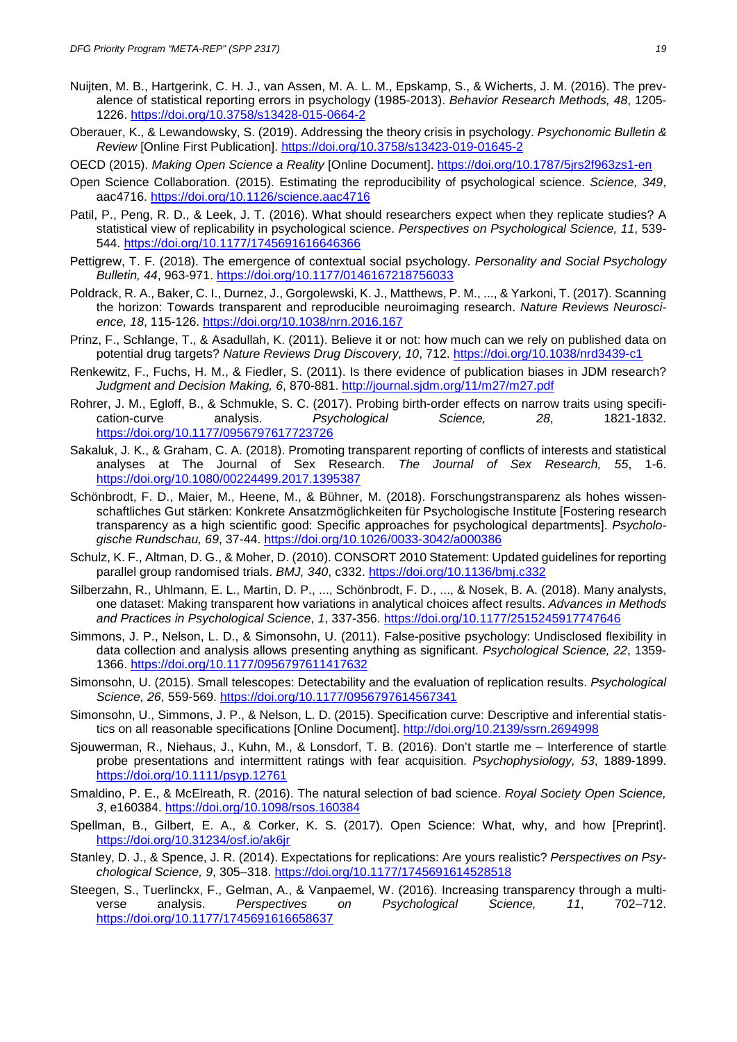Nuijten, M. B., Hartgerink, C. H. J., van Assen, M. A. L. M., Epskamp, S., & Wicherts, J. M. (2016). The prevalence of statistical reporting errors in psychology (1985-2013). *Behavior Research Methods, 48*, 1205-1226. https://doi.org/10.3758/s13428-015-0664-2

Oberauer, K., & Lewandowsky, S. (2019). Addressing the theory crisis in psychology. *Psychonomic Bulletin & Review* [Online First Publication]. https://doi.org/10.3758/s13423-019-01645-2

OECD (2015). *Making Open Science a Reality* [Online Document]. https://doi.org/10.1787/5jrs2f963zs1-en

Open Science Collaboration. (2015). Estimating the reproducibility of psychological science. *Science, 349*, aac4716. https://doi.org/10.1126/science.aac4716

Patil, P., Peng, R. D., & Leek, J. T. (2016). What should researchers expect when they replicate studies? A statistical view of replicability in psychological science. *Perspectives on Psychological Science, 11*, 539-544. https://doi.org/10.1177/1745691616646366

Pettigrew, T. F. (2018). The emergence of contextual social psychology. *Personality and Social Psychology Bulletin, 44*, 963-971. https://doi.org/10.1177/0146167218756033

Poldrack, R. A., Baker, C. I., Durnez, J., Gorgolewski, K. J., Matthews, P. M., ..., & Yarkoni, T. (2017). Scanning the horizon: Towards transparent and reproducible neuroimaging research. *Nature Reviews Neuroscience, 18*, 115-126. https://doi.org/10.1038/nrn.2016.167

Prinz, F., Schlange, T., & Asadullah, K. (2011). Believe it or not: how much can we rely on published data on potential drug targets? *Nature Reviews Drug Discovery, 10*, 712. https://doi.org/10.1038/nrd3439-c1

Renkewitz, F., Fuchs, H. M., & Fiedler, S. (2011). Is there evidence of publication biases in JDM research? *Judgment and Decision Making, 6*, 870-881. http://journal.sjdm.org/11/m27/m27.pdf

Rohrer, J. M., Egloff, B., & Schmukle, S. C. (2017). Probing birth-order effects on narrow traits using specification-curve analysis. *Psychological Science, 28*, 1821-1832. https://doi.org/10.1177/0956797617723726

Sakaluk, J. K., & Graham, C. A. (2018). Promoting transparent reporting of conflicts of interests and statistical analyses at The Journal of Sex Research. *The Journal of Sex Research, 55*, 1-6. https://doi.org/10.1080/00224499.2017.1395387

Schönbrodt, F. D., Maier, M., Heene, M., & Bühner, M. (2018). Forschungstransparenz als hohes wissenschaftliches Gut stärken: Konkrete Ansatzmöglichkeiten für Psychologische Institute [Fostering research transparency as a high scientific good: Specific approaches for psychological departments]. *Psychologische Rundschau, 69*, 37-44. https://doi.org/10.1026/0033-3042/a000386

Schulz, K. F., Altman, D. G., & Moher, D. (2010). CONSORT 2010 Statement: Updated guidelines for reporting parallel group randomised trials. *BMJ, 340*, c332. https://doi.org/10.1136/bmj.c332

Silberzahn, R., Uhlmann, E. L., Martin, D. P., ..., Schönbrodt, F. D., ..., & Nosek, B. A. (2018). Many analysts, one dataset: Making transparent how variations in analytical choices affect results. *Advances in Methods and Practices in Psychological Science*, *1*, 337-356. https://doi.org/10.1177/2515245917747646

Simmons, J. P., Nelson, L. D., & Simonsohn, U. (2011). False-positive psychology: Undisclosed flexibility in data collection and analysis allows presenting anything as significant. *Psychological Science, 22*, 1359-1366. https://doi.org/10.1177/0956797611417632

Simonsohn, U. (2015). Small telescopes: Detectability and the evaluation of replication results. *Psychological Science, 26*, 559-569. https://doi.org/10.1177/0956797614567341

Simonsohn, U., Simmons, J. P., & Nelson, L. D. (2015). Specification curve: Descriptive and inferential statistics on all reasonable specifications [Online Document]. http://doi.org/10.2139/ssrn.2694998

Sjouwerman, R., Niehaus, J., Kuhn, M., & Lonsdorf, T. B. (2016). Don't startle me – Interference of startle probe presentations and intermittent ratings with fear acquisition. *Psychophysiology, 53*, 1889-1899. https://doi.org/10.1111/psyp.12761

Smaldino, P. E., & McElreath, R. (2016). The natural selection of bad science. *Royal Society Open Science, 3*, e160384. https://doi.org/10.1098/rsos.160384

Spellman, B., Gilbert, E. A., & Corker, K. S. (2017). Open Science: What, why, and how [Preprint]. https://doi.org/10.31234/osf.io/ak6jr

Stanley, D. J., & Spence, J. R. (2014). Expectations for replications: Are yours realistic? *Perspectives on Psychological Science, 9*, 305–318. https://doi.org/10.1177/1745691614528518

Steegen, S., Tuerlinckx, F., Gelman, A., & Vanpaemel, W. (2016). Increasing transparency through a multiverse analysis. *Perspectives on Psychological Science, 11*, 702–712. https://doi.org/10.1177/1745691616658637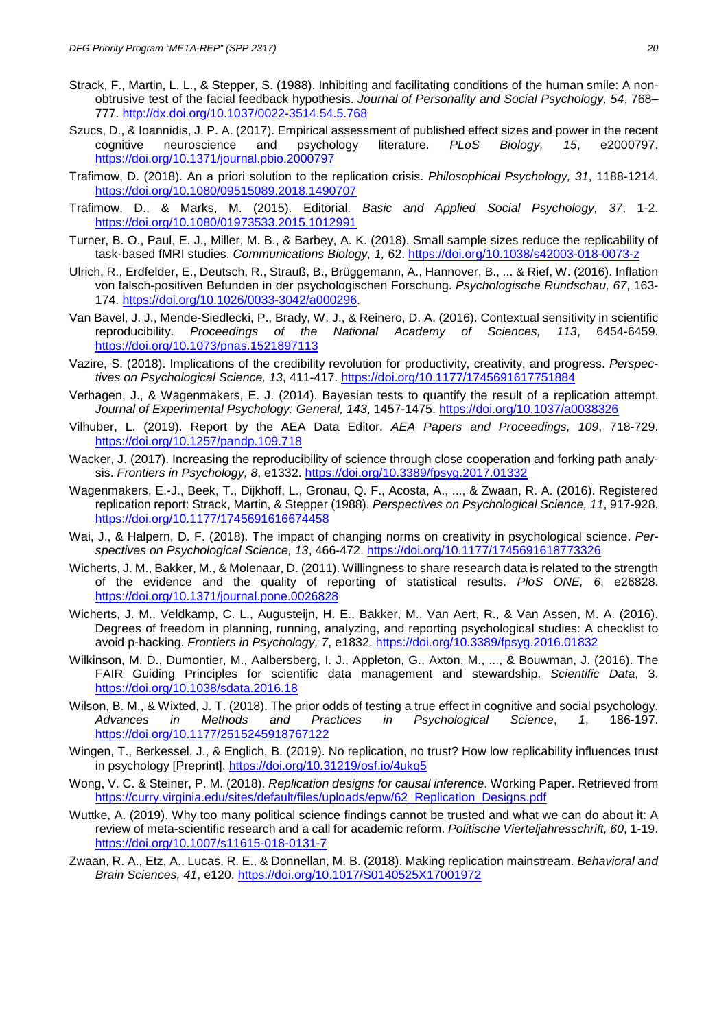Strack, F., Martin, L. L., & Stepper, S. (1988). Inhibiting and facilitating conditions of the human smile: A nonobtrusive test of the facial feedback hypothesis. *Journal of Personality and Social Psychology, 54*, 768–777. http://dx.doi.org/10.1037/0022-3514.54.5.768

Szucs, D., & Ioannidis, J. P. A. (2017). Empirical assessment of published effect sizes and power in the recent cognitive neuroscience and psychology literature. *PLoS Biology, 15*, e2000797. https://doi.org/10.1371/journal.pbio.2000797

Trafimow, D. (2018). An a priori solution to the replication crisis. *Philosophical Psychology, 31*, 1188-1214. https://doi.org/10.1080/09515089.2018.1490707

Trafimow, D., & Marks, M. (2015). Editorial. *Basic and Applied Social Psychology, 37*, 1-2. https://doi.org/10.1080/01973533.2015.1012991

Turner, B. O., Paul, E. J., Miller, M. B., & Barbey, A. K. (2018). Small sample sizes reduce the replicability of task-based fMRI studies. *Communications Biology, 1,* 62. https://doi.org/10.1038/s42003-018-0073-z

Ulrich, R., Erdfelder, E., Deutsch, R., Strauß, B., Brüggemann, A., Hannover, B., ... & Rief, W. (2016). Inflation von falsch-positiven Befunden in der psychologischen Forschung. *Psychologische Rundschau, 67*, 163-174. https://doi.org/10.1026/0033-3042/a000296.

Van Bavel, J. J., Mende-Siedlecki, P., Brady, W. J., & Reinero, D. A. (2016). Contextual sensitivity in scientific reproducibility. *Proceedings of the National Academy of Sciences, 113*, 6454-6459. https://doi.org/10.1073/pnas.1521897113

Vazire, S. (2018). Implications of the credibility revolution for productivity, creativity, and progress. *Perspectives on Psychological Science, 13*, 411-417. https://doi.org/10.1177/1745691617751884

Verhagen, J., & Wagenmakers, E. J. (2014). Bayesian tests to quantify the result of a replication attempt. *Journal of Experimental Psychology: General, 143*, 1457-1475. https://doi.org/10.1037/a0038326

Vilhuber, L. (2019). Report by the AEA Data Editor. *AEA Papers and Proceedings, 109*, 718-729. https://doi.org/10.1257/pandp.109.718

Wacker, J. (2017). Increasing the reproducibility of science through close cooperation and forking path analysis. *Frontiers in Psychology, 8*, e1332. https://doi.org/10.3389/fpsyg.2017.01332

Wagenmakers, E.-J., Beek, T., Dijkhoff, L., Gronau, Q. F., Acosta, A., ..., & Zwaan, R. A. (2016). Registered replication report: Strack, Martin, & Stepper (1988). *Perspectives on Psychological Science, 11*, 917-928. https://doi.org/10.1177/1745691616674458

Wai, J., & Halpern, D. F. (2018). The impact of changing norms on creativity in psychological science. *Perspectives on Psychological Science, 13*, 466-472. https://doi.org/10.1177/1745691618773326

Wicherts, J. M., Bakker, M., & Molenaar, D. (2011). Willingness to share research data is related to the strength of the evidence and the quality of reporting of statistical results. *PloS ONE, 6*, e26828. https://doi.org/10.1371/journal.pone.0026828

Wicherts, J. M., Veldkamp, C. L., Augusteijn, H. E., Bakker, M., Van Aert, R., & Van Assen, M. A. (2016). Degrees of freedom in planning, running, analyzing, and reporting psychological studies: A checklist to avoid p-hacking. *Frontiers in Psychology, 7*, e1832. https://doi.org/10.3389/fpsyg.2016.01832

Wilkinson, M. D., Dumontier, M., Aalbersberg, I. J., Appleton, G., Axton, M., ..., & Bouwman, J. (2016). The FAIR Guiding Principles for scientific data management and stewardship. *Scientific Data*, 3. https://doi.org/10.1038/sdata.2016.18

Wilson, B. M., & Wixted, J. T. (2018). The prior odds of testing a true effect in cognitive and social psychology. *Advances in Methods and Practices in Psychological Science*, *1*, 186-197. https://doi.org/10.1177/2515245918767122

Wingen, T., Berkessel, J., & Englich, B. (2019). No replication, no trust? How low replicability influences trust in psychology [Preprint]. https://doi.org/10.31219/osf.io/4ukq5

Wong, V. C. & Steiner, P. M. (2018). *Replication designs for causal inference*. Working Paper. Retrieved from https://curry.virginia.edu/sites/default/files/uploads/epw/62_Replication_Designs.pdf

Wuttke, A. (2019). Why too many political science findings cannot be trusted and what we can do about it: A review of meta-scientific research and a call for academic reform. *Politische Vierteljahresschrift, 60*, 1-19. https://doi.org/10.1007/s11615-018-0131-7

Zwaan, R. A., Etz, A., Lucas, R. E., & Donnellan, M. B. (2018). Making replication mainstream. *Behavioral and Brain Sciences, 41*, e120. https://doi.org/10.1017/S0140525X17001972